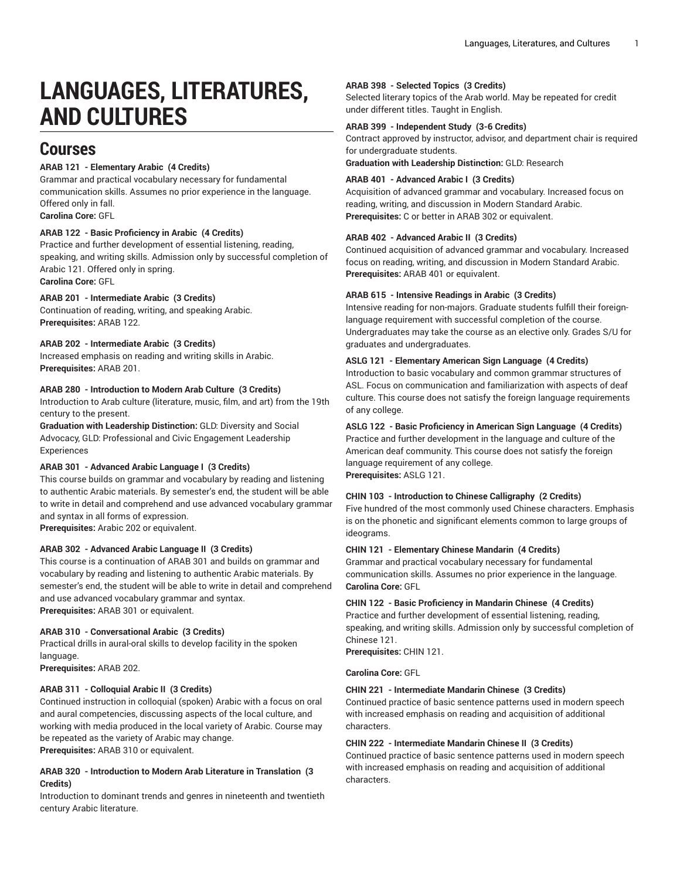# LANGUAGES, LITERATURES, AND CULTURES

## Courses

**ARAB 121 - Elementary Arabic (4 Credits)**
Grammar and practical vocabulary necessary for fundamental communication skills. Assumes no prior experience in the language. Offered only in fall.
**Carolina Core:** GFL

**ARAB 122 - Basic Proficiency in Arabic (4 Credits)**
Practice and further development of essential listening, reading, speaking, and writing skills. Admission only by successful completion of Arabic 121. Offered only in spring.
**Carolina Core:** GFL

**ARAB 201 - Intermediate Arabic (3 Credits)**
Continuation of reading, writing, and speaking Arabic.
**Prerequisites:** ARAB 122.

**ARAB 202 - Intermediate Arabic (3 Credits)**
Increased emphasis on reading and writing skills in Arabic.
**Prerequisites:** ARAB 201.

**ARAB 280 - Introduction to Modern Arab Culture (3 Credits)**
Introduction to Arab culture (literature, music, film, and art) from the 19th century to the present.
**Graduation with Leadership Distinction:** GLD: Diversity and Social Advocacy, GLD: Professional and Civic Engagement Leadership Experiences

**ARAB 301 - Advanced Arabic Language I (3 Credits)**
This course builds on grammar and vocabulary by reading and listening to authentic Arabic materials. By semester's end, the student will be able to write in detail and comprehend and use advanced vocabulary grammar and syntax in all forms of expression.
**Prerequisites:** Arabic 202 or equivalent.

**ARAB 302 - Advanced Arabic Language II (3 Credits)**
This course is a continuation of ARAB 301 and builds on grammar and vocabulary by reading and listening to authentic Arabic materials. By semester's end, the student will be able to write in detail and comprehend and use advanced vocabulary grammar and syntax.
**Prerequisites:** ARAB 301 or equivalent.

**ARAB 310 - Conversational Arabic (3 Credits)**
Practical drills in aural-oral skills to develop facility in the spoken language.
**Prerequisites:** ARAB 202.

**ARAB 311 - Colloquial Arabic II (3 Credits)**
Continued instruction in colloquial (spoken) Arabic with a focus on oral and aural competencies, discussing aspects of the local culture, and working with media produced in the local variety of Arabic. Course may be repeated as the variety of Arabic may change.
**Prerequisites:** ARAB 310 or equivalent.

**ARAB 320 - Introduction to Modern Arab Literature in Translation (3 Credits)**
Introduction to dominant trends and genres in nineteenth and twentieth century Arabic literature.

**ARAB 398 - Selected Topics (3 Credits)**
Selected literary topics of the Arab world. May be repeated for credit under different titles. Taught in English.

**ARAB 399 - Independent Study (3-6 Credits)**
Contract approved by instructor, advisor, and department chair is required for undergraduate students.
**Graduation with Leadership Distinction:** GLD: Research

**ARAB 401 - Advanced Arabic I (3 Credits)**
Acquisition of advanced grammar and vocabulary. Increased focus on reading, writing, and discussion in Modern Standard Arabic.
**Prerequisites:** C or better in ARAB 302 or equivalent.

**ARAB 402 - Advanced Arabic II (3 Credits)**
Continued acquisition of advanced grammar and vocabulary. Increased focus on reading, writing, and discussion in Modern Standard Arabic.
**Prerequisites:** ARAB 401 or equivalent.

**ARAB 615 - Intensive Readings in Arabic (3 Credits)**
Intensive reading for non-majors. Graduate students fulfill their foreign-language requirement with successful completion of the course. Undergraduates may take the course as an elective only. Grades S/U for graduates and undergraduates.

**ASLG 121 - Elementary American Sign Language (4 Credits)**
Introduction to basic vocabulary and common grammar structures of ASL. Focus on communication and familiarization with aspects of deaf culture. This course does not satisfy the foreign language requirements of any college.

**ASLG 122 - Basic Proficiency in American Sign Language (4 Credits)**
Practice and further development in the language and culture of the American deaf community. This course does not satisfy the foreign language requirement of any college.
**Prerequisites:** ASLG 121.

**CHIN 103 - Introduction to Chinese Calligraphy (2 Credits)**
Five hundred of the most commonly used Chinese characters. Emphasis is on the phonetic and significant elements common to large groups of ideograms.

**CHIN 121 - Elementary Chinese Mandarin (4 Credits)**
Grammar and practical vocabulary necessary for fundamental communication skills. Assumes no prior experience in the language.
**Carolina Core:** GFL

**CHIN 122 - Basic Proficiency in Mandarin Chinese (4 Credits)**
Practice and further development of essential listening, reading, speaking, and writing skills. Admission only by successful completion of Chinese 121.
**Prerequisites:** CHIN 121.

**Carolina Core:** GFL

**CHIN 221 - Intermediate Mandarin Chinese (3 Credits)**
Continued practice of basic sentence patterns used in modern speech with increased emphasis on reading and acquisition of additional characters.

**CHIN 222 - Intermediate Mandarin Chinese II (3 Credits)**
Continued practice of basic sentence patterns used in modern speech with increased emphasis on reading and acquisition of additional characters.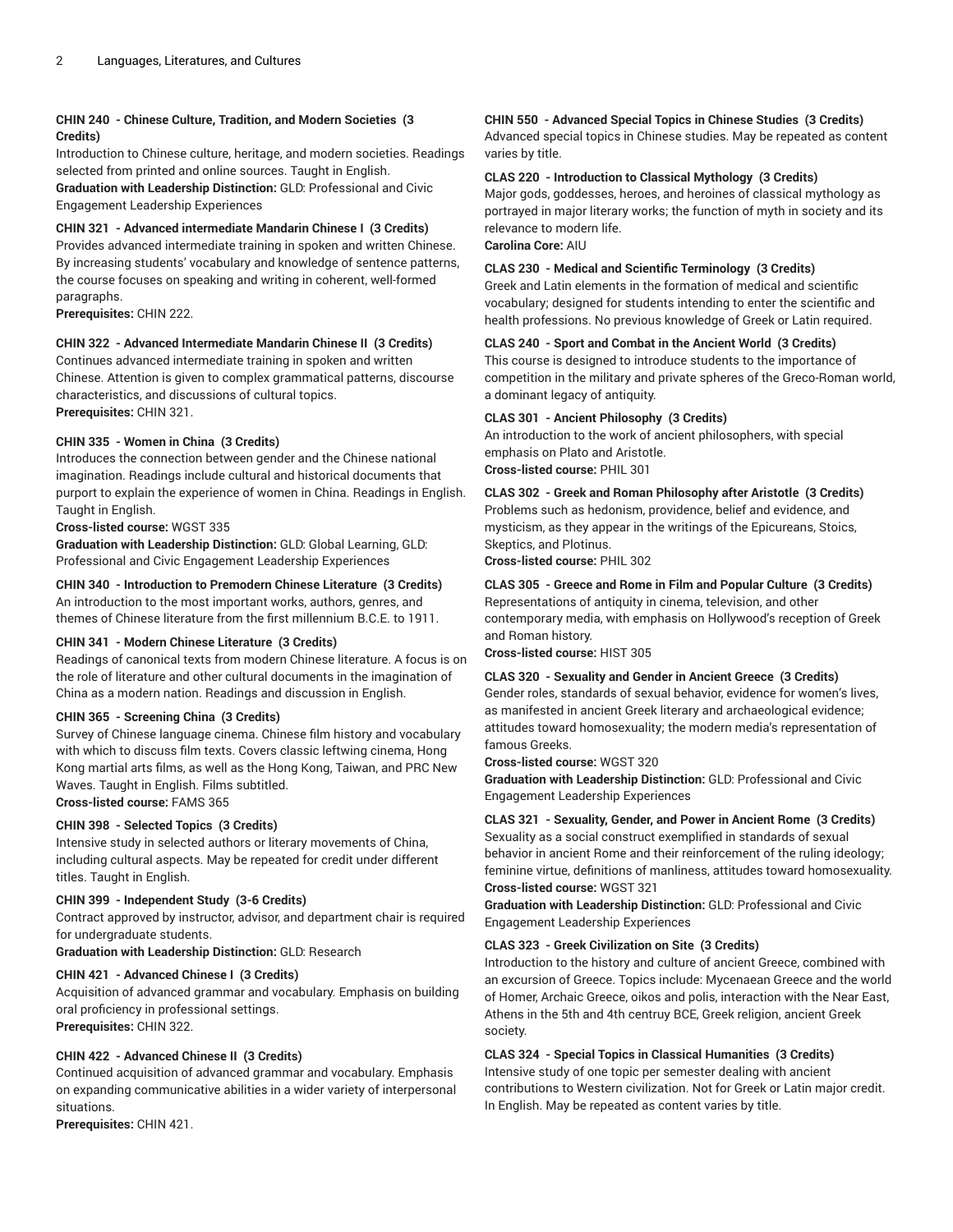**CHIN 240 - Chinese Culture, Tradition, and Modern Societies (3 Credits)**
Introduction to Chinese culture, heritage, and modern societies. Readings selected from printed and online sources. Taught in English.
**Graduation with Leadership Distinction:** GLD: Professional and Civic Engagement Leadership Experiences

**CHIN 321 - Advanced intermediate Mandarin Chinese I (3 Credits)**
Provides advanced intermediate training in spoken and written Chinese. By increasing students' vocabulary and knowledge of sentence patterns, the course focuses on speaking and writing in coherent, well-formed paragraphs.
**Prerequisites:** CHIN 222.

**CHIN 322 - Advanced Intermediate Mandarin Chinese II (3 Credits)**
Continues advanced intermediate training in spoken and written Chinese. Attention is given to complex grammatical patterns, discourse characteristics, and discussions of cultural topics.
**Prerequisites:** CHIN 321.

**CHIN 335 - Women in China (3 Credits)**
Introduces the connection between gender and the Chinese national imagination. Readings include cultural and historical documents that purport to explain the experience of women in China. Readings in English. Taught in English.
**Cross-listed course:** WGST 335
**Graduation with Leadership Distinction:** GLD: Global Learning, GLD: Professional and Civic Engagement Leadership Experiences

**CHIN 340 - Introduction to Premodern Chinese Literature (3 Credits)**
An introduction to the most important works, authors, genres, and themes of Chinese literature from the first millennium B.C.E. to 1911.

**CHIN 341 - Modern Chinese Literature (3 Credits)**
Readings of canonical texts from modern Chinese literature. A focus is on the role of literature and other cultural documents in the imagination of China as a modern nation. Readings and discussion in English.

**CHIN 365 - Screening China (3 Credits)**
Survey of Chinese language cinema. Chinese film history and vocabulary with which to discuss film texts. Covers classic leftwing cinema, Hong Kong martial arts films, as well as the Hong Kong, Taiwan, and PRC New Waves. Taught in English. Films subtitled.
**Cross-listed course:** FAMS 365

**CHIN 398 - Selected Topics (3 Credits)**
Intensive study in selected authors or literary movements of China, including cultural aspects. May be repeated for credit under different titles. Taught in English.

**CHIN 399 - Independent Study (3-6 Credits)**
Contract approved by instructor, advisor, and department chair is required for undergraduate students.
**Graduation with Leadership Distinction:** GLD: Research

**CHIN 421 - Advanced Chinese I (3 Credits)**
Acquisition of advanced grammar and vocabulary. Emphasis on building oral proficiency in professional settings.
**Prerequisites:** CHIN 322.

**CHIN 422 - Advanced Chinese II (3 Credits)**
Continued acquisition of advanced grammar and vocabulary. Emphasis on expanding communicative abilities in a wider variety of interpersonal situations.
**Prerequisites:** CHIN 421.

**CHIN 550 - Advanced Special Topics in Chinese Studies (3 Credits)**
Advanced special topics in Chinese studies. May be repeated as content varies by title.

**CLAS 220 - Introduction to Classical Mythology (3 Credits)**
Major gods, goddesses, heroes, and heroines of classical mythology as portrayed in major literary works; the function of myth in society and its relevance to modern life.
**Carolina Core:** AIU

**CLAS 230 - Medical and Scientific Terminology (3 Credits)**
Greek and Latin elements in the formation of medical and scientific vocabulary; designed for students intending to enter the scientific and health professions. No previous knowledge of Greek or Latin required.

**CLAS 240 - Sport and Combat in the Ancient World (3 Credits)**
This course is designed to introduce students to the importance of competition in the military and private spheres of the Greco-Roman world, a dominant legacy of antiquity.

**CLAS 301 - Ancient Philosophy (3 Credits)**
An introduction to the work of ancient philosophers, with special emphasis on Plato and Aristotle.
**Cross-listed course:** PHIL 301

**CLAS 302 - Greek and Roman Philosophy after Aristotle (3 Credits)**
Problems such as hedonism, providence, belief and evidence, and mysticism, as they appear in the writings of the Epicureans, Stoics, Skeptics, and Plotinus.
**Cross-listed course:** PHIL 302

**CLAS 305 - Greece and Rome in Film and Popular Culture (3 Credits)**
Representations of antiquity in cinema, television, and other contemporary media, with emphasis on Hollywood's reception of Greek and Roman history.
**Cross-listed course:** HIST 305

**CLAS 320 - Sexuality and Gender in Ancient Greece (3 Credits)**
Gender roles, standards of sexual behavior, evidence for women's lives, as manifested in ancient Greek literary and archaeological evidence; attitudes toward homosexuality; the modern media's representation of famous Greeks.
**Cross-listed course:** WGST 320
**Graduation with Leadership Distinction:** GLD: Professional and Civic Engagement Leadership Experiences

**CLAS 321 - Sexuality, Gender, and Power in Ancient Rome (3 Credits)**
Sexuality as a social construct exemplified in standards of sexual behavior in ancient Rome and their reinforcement of the ruling ideology; feminine virtue, definitions of manliness, attitudes toward homosexuality.
**Cross-listed course:** WGST 321
**Graduation with Leadership Distinction:** GLD: Professional and Civic Engagement Leadership Experiences

**CLAS 323 - Greek Civilization on Site (3 Credits)**
Introduction to the history and culture of ancient Greece, combined with an excursion of Greece. Topics include: Mycenaean Greece and the world of Homer, Archaic Greece, oikos and polis, interaction with the Near East, Athens in the 5th and 4th centruy BCE, Greek religion, ancient Greek society.

**CLAS 324 - Special Topics in Classical Humanities (3 Credits)**
Intensive study of one topic per semester dealing with ancient contributions to Western civilization. Not for Greek or Latin major credit. In English. May be repeated as content varies by title.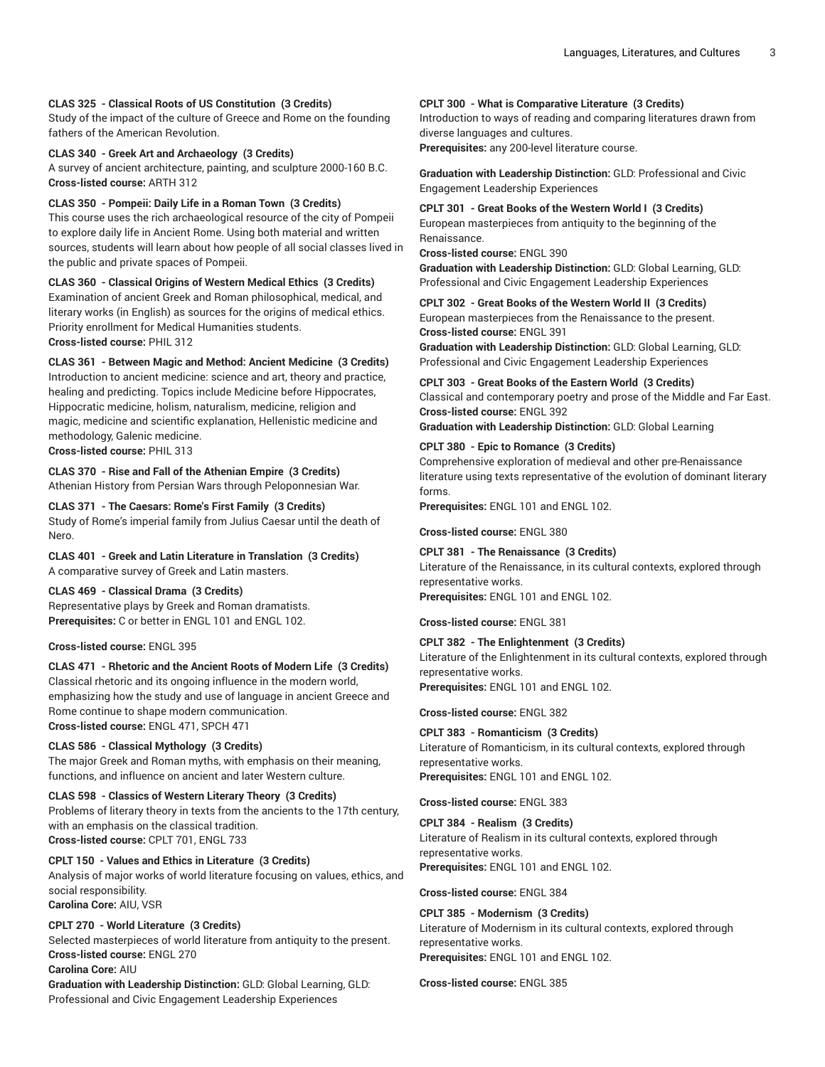**CLAS 325 - Classical Roots of US Constitution (3 Credits)**
Study of the impact of the culture of Greece and Rome on the founding fathers of the American Revolution.

**CLAS 340 - Greek Art and Archaeology (3 Credits)**
A survey of ancient architecture, painting, and sculpture 2000-160 B.C.
**Cross-listed course:** ARTH 312

**CLAS 350 - Pompeii: Daily Life in a Roman Town (3 Credits)**
This course uses the rich archaeological resource of the city of Pompeii to explore daily life in Ancient Rome. Using both material and written sources, students will learn about how people of all social classes lived in the public and private spaces of Pompeii.

**CLAS 360 - Classical Origins of Western Medical Ethics (3 Credits)**
Examination of ancient Greek and Roman philosophical, medical, and literary works (in English) as sources for the origins of medical ethics. Priority enrollment for Medical Humanities students.
**Cross-listed course:** PHIL 312

**CLAS 361 - Between Magic and Method: Ancient Medicine (3 Credits)**
Introduction to ancient medicine: science and art, theory and practice, healing and predicting. Topics include Medicine before Hippocrates, Hippocratic medicine, holism, naturalism, medicine, religion and magic, medicine and scientific explanation, Hellenistic medicine and methodology, Galenic medicine.
**Cross-listed course:** PHIL 313

**CLAS 370 - Rise and Fall of the Athenian Empire (3 Credits)**
Athenian History from Persian Wars through Peloponnesian War.

**CLAS 371 - The Caesars: Rome's First Family (3 Credits)**
Study of Rome's imperial family from Julius Caesar until the death of Nero.

**CLAS 401 - Greek and Latin Literature in Translation (3 Credits)**
A comparative survey of Greek and Latin masters.

**CLAS 469 - Classical Drama (3 Credits)**
Representative plays by Greek and Roman dramatists.
**Prerequisites:** C or better in ENGL 101 and ENGL 102.

**Cross-listed course:** ENGL 395

**CLAS 471 - Rhetoric and the Ancient Roots of Modern Life (3 Credits)**
Classical rhetoric and its ongoing influence in the modern world, emphasizing how the study and use of language in ancient Greece and Rome continue to shape modern communication.
**Cross-listed course:** ENGL 471, SPCH 471

**CLAS 586 - Classical Mythology (3 Credits)**
The major Greek and Roman myths, with emphasis on their meaning, functions, and influence on ancient and later Western culture.

**CLAS 598 - Classics of Western Literary Theory (3 Credits)**
Problems of literary theory in texts from the ancients to the 17th century, with an emphasis on the classical tradition.
**Cross-listed course:** CPLT 701, ENGL 733

**CPLT 150 - Values and Ethics in Literature (3 Credits)**
Analysis of major works of world literature focusing on values, ethics, and social responsibility.
**Carolina Core:** AIU, VSR

**CPLT 270 - World Literature (3 Credits)**
Selected masterpieces of world literature from antiquity to the present.
**Cross-listed course:** ENGL 270
**Carolina Core:** AIU
**Graduation with Leadership Distinction:** GLD: Global Learning, GLD: Professional and Civic Engagement Leadership Experiences

**CPLT 300 - What is Comparative Literature (3 Credits)**
Introduction to ways of reading and comparing literatures drawn from diverse languages and cultures.
**Prerequisites:** any 200-level literature course.

**Graduation with Leadership Distinction:** GLD: Professional and Civic Engagement Leadership Experiences

**CPLT 301 - Great Books of the Western World I (3 Credits)**
European masterpieces from antiquity to the beginning of the Renaissance.
**Cross-listed course:** ENGL 390
**Graduation with Leadership Distinction:** GLD: Global Learning, GLD: Professional and Civic Engagement Leadership Experiences

**CPLT 302 - Great Books of the Western World II (3 Credits)**
European masterpieces from the Renaissance to the present.
**Cross-listed course:** ENGL 391
**Graduation with Leadership Distinction:** GLD: Global Learning, GLD: Professional and Civic Engagement Leadership Experiences

**CPLT 303 - Great Books of the Eastern World (3 Credits)**
Classical and contemporary poetry and prose of the Middle and Far East.
**Cross-listed course:** ENGL 392
**Graduation with Leadership Distinction:** GLD: Global Learning

**CPLT 380 - Epic to Romance (3 Credits)**
Comprehensive exploration of medieval and other pre-Renaissance literature using texts representative of the evolution of dominant literary forms.
**Prerequisites:** ENGL 101 and ENGL 102.

**Cross-listed course:** ENGL 380

**CPLT 381 - The Renaissance (3 Credits)**
Literature of the Renaissance, in its cultural contexts, explored through representative works.
**Prerequisites:** ENGL 101 and ENGL 102.

**Cross-listed course:** ENGL 381

**CPLT 382 - The Enlightenment (3 Credits)**
Literature of the Enlightenment in its cultural contexts, explored through representative works.
**Prerequisites:** ENGL 101 and ENGL 102.

**Cross-listed course:** ENGL 382

**CPLT 383 - Romanticism (3 Credits)**
Literature of Romanticism, in its cultural contexts, explored through representative works.
**Prerequisites:** ENGL 101 and ENGL 102.

**Cross-listed course:** ENGL 383

**CPLT 384 - Realism (3 Credits)**
Literature of Realism in its cultural contexts, explored through representative works.
**Prerequisites:** ENGL 101 and ENGL 102.

**Cross-listed course:** ENGL 384

**CPLT 385 - Modernism (3 Credits)**
Literature of Modernism in its cultural contexts, explored through representative works.
**Prerequisites:** ENGL 101 and ENGL 102.

**Cross-listed course:** ENGL 385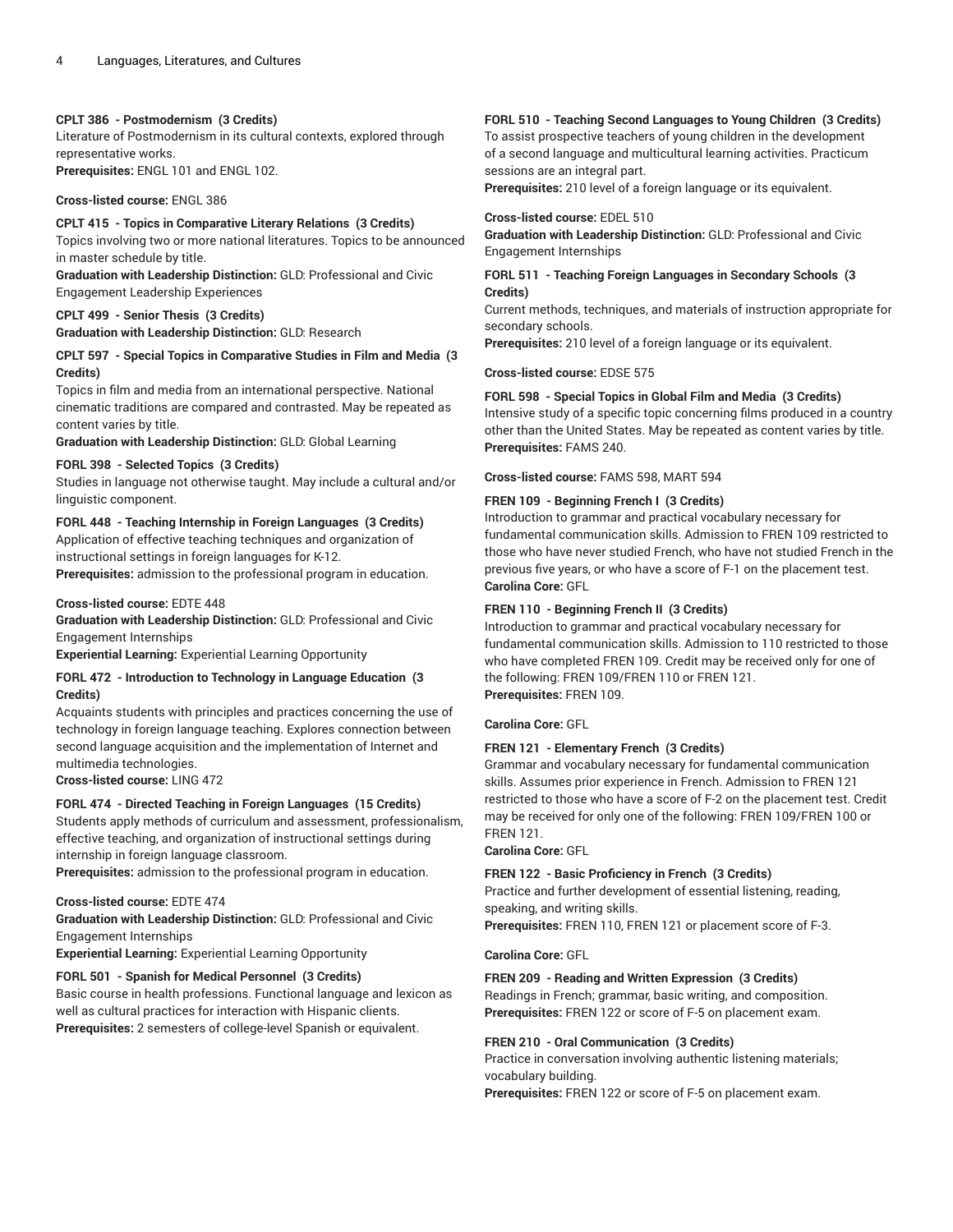**CPLT 386 - Postmodernism (3 Credits)**
Literature of Postmodernism in its cultural contexts, explored through representative works.
**Prerequisites:** ENGL 101 and ENGL 102.

**Cross-listed course:** ENGL 386

**CPLT 415 - Topics in Comparative Literary Relations (3 Credits)**
Topics involving two or more national literatures. Topics to be announced in master schedule by title.
**Graduation with Leadership Distinction:** GLD: Professional and Civic Engagement Leadership Experiences

**CPLT 499 - Senior Thesis (3 Credits)**
**Graduation with Leadership Distinction:** GLD: Research

**CPLT 597 - Special Topics in Comparative Studies in Film and Media (3 Credits)**
Topics in film and media from an international perspective. National cinematic traditions are compared and contrasted. May be repeated as content varies by title.
**Graduation with Leadership Distinction:** GLD: Global Learning

**FORL 398 - Selected Topics (3 Credits)**
Studies in language not otherwise taught. May include a cultural and/or linguistic component.

**FORL 448 - Teaching Internship in Foreign Languages (3 Credits)**
Application of effective teaching techniques and organization of instructional settings in foreign languages for K-12.
**Prerequisites:** admission to the professional program in education.

**Cross-listed course:** EDTE 448
**Graduation with Leadership Distinction:** GLD: Professional and Civic Engagement Internships
**Experiential Learning:** Experiential Learning Opportunity

**FORL 472 - Introduction to Technology in Language Education (3 Credits)**
Acquaints students with principles and practices concerning the use of technology in foreign language teaching. Explores connection between second language acquisition and the implementation of Internet and multimedia technologies.
**Cross-listed course:** LING 472

**FORL 474 - Directed Teaching in Foreign Languages (15 Credits)**
Students apply methods of curriculum and assessment, professionalism, effective teaching, and organization of instructional settings during internship in foreign language classroom.
**Prerequisites:** admission to the professional program in education.

**Cross-listed course:** EDTE 474
**Graduation with Leadership Distinction:** GLD: Professional and Civic Engagement Internships
**Experiential Learning:** Experiential Learning Opportunity

**FORL 501 - Spanish for Medical Personnel (3 Credits)**
Basic course in health professions. Functional language and lexicon as well as cultural practices for interaction with Hispanic clients.
**Prerequisites:** 2 semesters of college-level Spanish or equivalent.

**FORL 510 - Teaching Second Languages to Young Children (3 Credits)**
To assist prospective teachers of young children in the development of a second language and multicultural learning activities. Practicum sessions are an integral part.
**Prerequisites:** 210 level of a foreign language or its equivalent.

**Cross-listed course:** EDEL 510
**Graduation with Leadership Distinction:** GLD: Professional and Civic Engagement Internships

**FORL 511 - Teaching Foreign Languages in Secondary Schools (3 Credits)**
Current methods, techniques, and materials of instruction appropriate for secondary schools.
**Prerequisites:** 210 level of a foreign language or its equivalent.

**Cross-listed course:** EDSE 575

**FORL 598 - Special Topics in Global Film and Media (3 Credits)**
Intensive study of a specific topic concerning films produced in a country other than the United States. May be repeated as content varies by title.
**Prerequisites:** FAMS 240.

**Cross-listed course:** FAMS 598, MART 594

**FREN 109 - Beginning French I (3 Credits)**
Introduction to grammar and practical vocabulary necessary for fundamental communication skills. Admission to FREN 109 restricted to those who have never studied French, who have not studied French in the previous five years, or who have a score of F-1 on the placement test.
**Carolina Core:** GFL

**FREN 110 - Beginning French II (3 Credits)**
Introduction to grammar and practical vocabulary necessary for fundamental communication skills. Admission to 110 restricted to those who have completed FREN 109. Credit may be received only for one of the following: FREN 109/FREN 110 or FREN 121.
**Prerequisites:** FREN 109.

**Carolina Core:** GFL

**FREN 121 - Elementary French (3 Credits)**
Grammar and vocabulary necessary for fundamental communication skills. Assumes prior experience in French. Admission to FREN 121 restricted to those who have a score of F-2 on the placement test. Credit may be received for only one of the following: FREN 109/FREN 100 or FREN 121.
**Carolina Core:** GFL

**FREN 122 - Basic Proficiency in French (3 Credits)**
Practice and further development of essential listening, reading, speaking, and writing skills.
**Prerequisites:** FREN 110, FREN 121 or placement score of F-3.

**Carolina Core:** GFL

**FREN 209 - Reading and Written Expression (3 Credits)**
Readings in French; grammar, basic writing, and composition.
**Prerequisites:** FREN 122 or score of F-5 on placement exam.

**FREN 210 - Oral Communication (3 Credits)**
Practice in conversation involving authentic listening materials; vocabulary building.
**Prerequisites:** FREN 122 or score of F-5 on placement exam.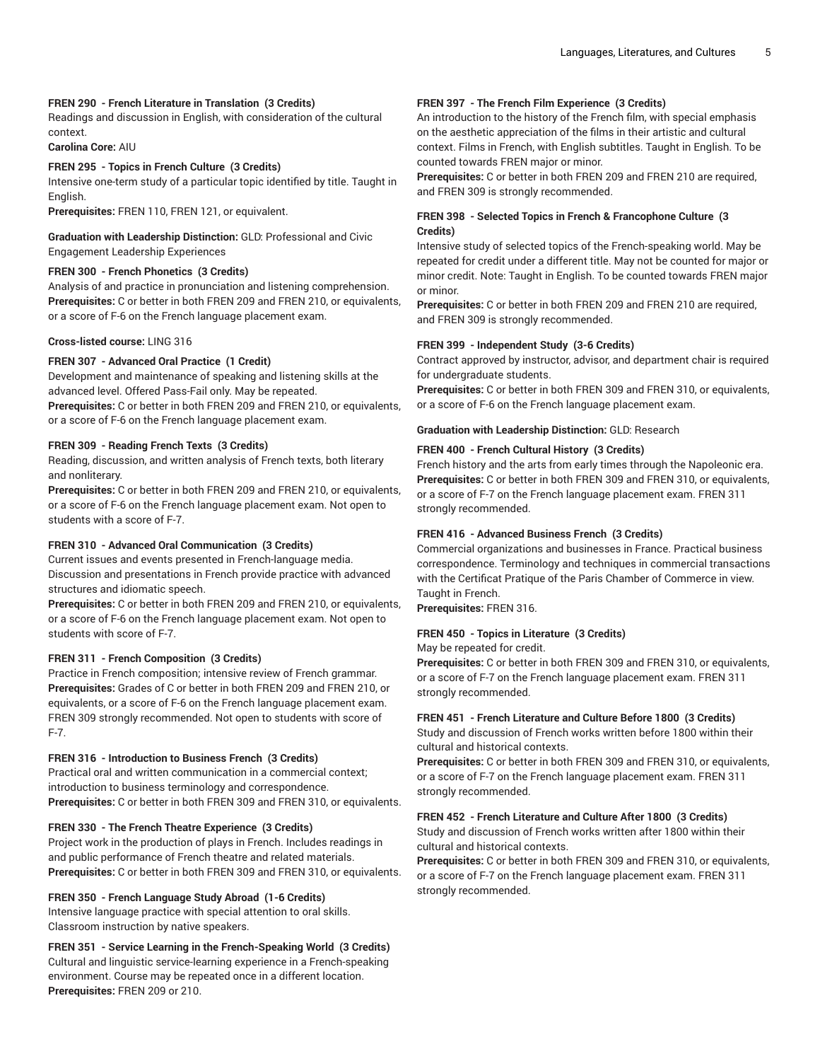**FREN 290 - French Literature in Translation (3 Credits)**
Readings and discussion in English, with consideration of the cultural context.
**Carolina Core:** AIU

**FREN 295 - Topics in French Culture (3 Credits)**
Intensive one-term study of a particular topic identified by title. Taught in English.
**Prerequisites:** FREN 110, FREN 121, or equivalent.

**Graduation with Leadership Distinction:** GLD: Professional and Civic Engagement Leadership Experiences

**FREN 300 - French Phonetics (3 Credits)**
Analysis of and practice in pronunciation and listening comprehension.
**Prerequisites:** C or better in both FREN 209 and FREN 210, or equivalents, or a score of F-6 on the French language placement exam.

**Cross-listed course:** LING 316

**FREN 307 - Advanced Oral Practice (1 Credit)**
Development and maintenance of speaking and listening skills at the advanced level. Offered Pass-Fail only. May be repeated.
**Prerequisites:** C or better in both FREN 209 and FREN 210, or equivalents, or a score of F-6 on the French language placement exam.

**FREN 309 - Reading French Texts (3 Credits)**
Reading, discussion, and written analysis of French texts, both literary and nonliterary.
**Prerequisites:** C or better in both FREN 209 and FREN 210, or equivalents, or a score of F-6 on the French language placement exam. Not open to students with a score of F-7.

**FREN 310 - Advanced Oral Communication (3 Credits)**
Current issues and events presented in French-language media. Discussion and presentations in French provide practice with advanced structures and idiomatic speech.
**Prerequisites:** C or better in both FREN 209 and FREN 210, or equivalents, or a score of F-6 on the French language placement exam. Not open to students with score of F-7.

**FREN 311 - French Composition (3 Credits)**
Practice in French composition; intensive review of French grammar.
**Prerequisites:** Grades of C or better in both FREN 209 and FREN 210, or equivalents, or a score of F-6 on the French language placement exam. FREN 309 strongly recommended. Not open to students with score of F-7.

**FREN 316 - Introduction to Business French (3 Credits)**
Practical oral and written communication in a commercial context; introduction to business terminology and correspondence.
**Prerequisites:** C or better in both FREN 309 and FREN 310, or equivalents.

**FREN 330 - The French Theatre Experience (3 Credits)**
Project work in the production of plays in French. Includes readings in and public performance of French theatre and related materials.
**Prerequisites:** C or better in both FREN 309 and FREN 310, or equivalents.

**FREN 350 - French Language Study Abroad (1-6 Credits)**
Intensive language practice with special attention to oral skills. Classroom instruction by native speakers.

**FREN 351 - Service Learning in the French-Speaking World (3 Credits)**
Cultural and linguistic service-learning experience in a French-speaking environment. Course may be repeated once in a different location.
**Prerequisites:** FREN 209 or 210.

**FREN 397 - The French Film Experience (3 Credits)**
An introduction to the history of the French film, with special emphasis on the aesthetic appreciation of the films in their artistic and cultural context. Films in French, with English subtitles. Taught in English. To be counted towards FREN major or minor.
**Prerequisites:** C or better in both FREN 209 and FREN 210 are required, and FREN 309 is strongly recommended.

**FREN 398 - Selected Topics in French & Francophone Culture (3 Credits)**
Intensive study of selected topics of the French-speaking world. May be repeated for credit under a different title. May not be counted for major or minor credit. Note: Taught in English. To be counted towards FREN major or minor.
**Prerequisites:** C or better in both FREN 209 and FREN 210 are required, and FREN 309 is strongly recommended.

**FREN 399 - Independent Study (3-6 Credits)**
Contract approved by instructor, advisor, and department chair is required for undergraduate students.
**Prerequisites:** C or better in both FREN 309 and FREN 310, or equivalents, or a score of F-6 on the French language placement exam.

**Graduation with Leadership Distinction:** GLD: Research

**FREN 400 - French Cultural History (3 Credits)**
French history and the arts from early times through the Napoleonic era.
**Prerequisites:** C or better in both FREN 309 and FREN 310, or equivalents, or a score of F-7 on the French language placement exam. FREN 311 strongly recommended.

**FREN 416 - Advanced Business French (3 Credits)**
Commercial organizations and businesses in France. Practical business correspondence. Terminology and techniques in commercial transactions with the Certificat Pratique of the Paris Chamber of Commerce in view. Taught in French.
**Prerequisites:** FREN 316.

**FREN 450 - Topics in Literature (3 Credits)**
May be repeated for credit.
**Prerequisites:** C or better in both FREN 309 and FREN 310, or equivalents, or a score of F-7 on the French language placement exam. FREN 311 strongly recommended.

**FREN 451 - French Literature and Culture Before 1800 (3 Credits)**
Study and discussion of French works written before 1800 within their cultural and historical contexts.
**Prerequisites:** C or better in both FREN 309 and FREN 310, or equivalents, or a score of F-7 on the French language placement exam. FREN 311 strongly recommended.

**FREN 452 - French Literature and Culture After 1800 (3 Credits)**
Study and discussion of French works written after 1800 within their cultural and historical contexts.
**Prerequisites:** C or better in both FREN 309 and FREN 310, or equivalents, or a score of F-7 on the French language placement exam. FREN 311 strongly recommended.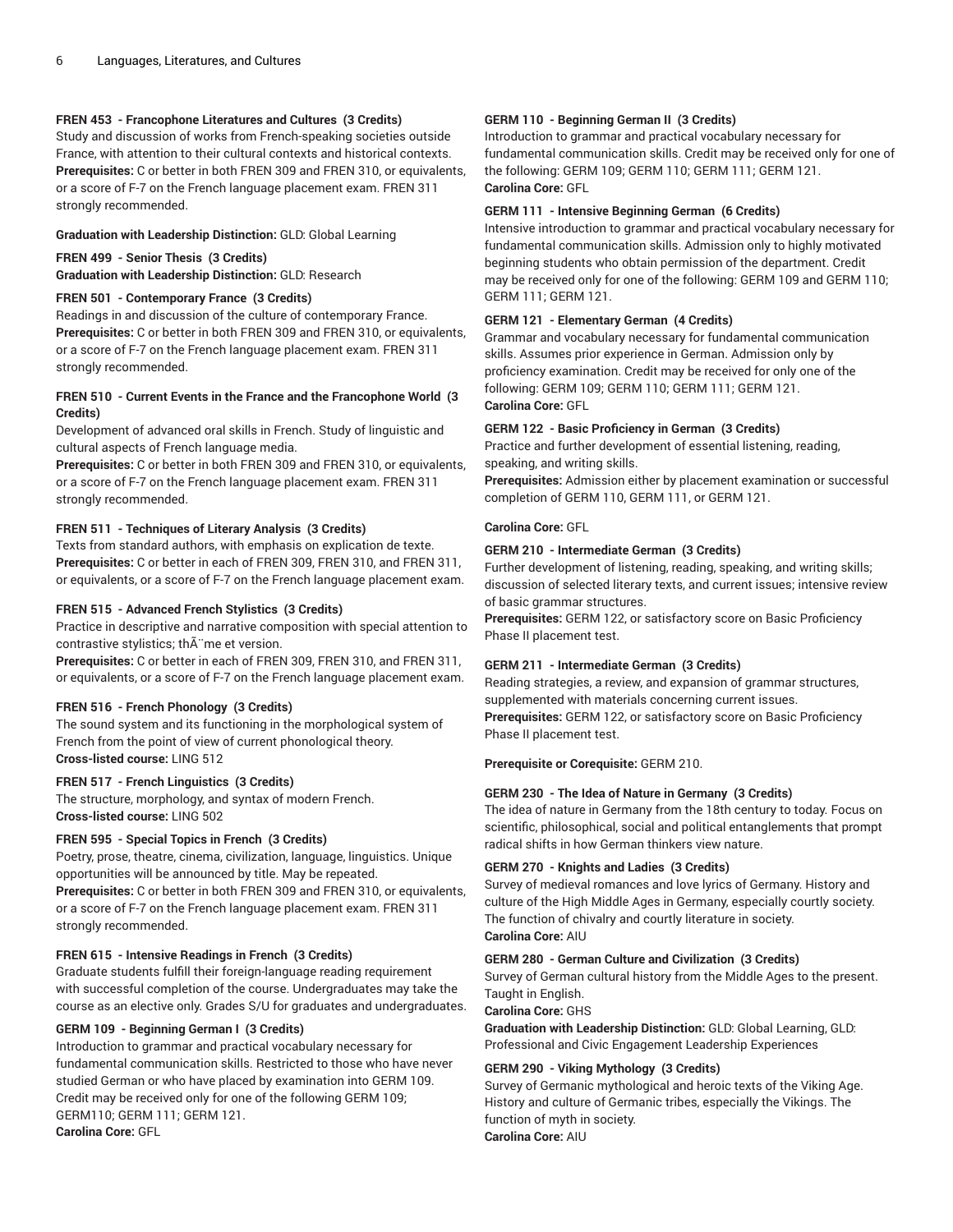**FREN 453 - Francophone Literatures and Cultures (3 Credits)**
Study and discussion of works from French-speaking societies outside France, with attention to their cultural contexts and historical contexts.
**Prerequisites:** C or better in both FREN 309 and FREN 310, or equivalents, or a score of F-7 on the French language placement exam. FREN 311 strongly recommended.

**Graduation with Leadership Distinction:** GLD: Global Learning

**FREN 499 - Senior Thesis (3 Credits)**
**Graduation with Leadership Distinction:** GLD: Research

**FREN 501 - Contemporary France (3 Credits)**
Readings in and discussion of the culture of contemporary France.
**Prerequisites:** C or better in both FREN 309 and FREN 310, or equivalents, or a score of F-7 on the French language placement exam. FREN 311 strongly recommended.

**FREN 510 - Current Events in the France and the Francophone World (3 Credits)**
Development of advanced oral skills in French. Study of linguistic and cultural aspects of French language media.
**Prerequisites:** C or better in both FREN 309 and FREN 310, or equivalents, or a score of F-7 on the French language placement exam. FREN 311 strongly recommended.

**FREN 511 - Techniques of Literary Analysis (3 Credits)**
Texts from standard authors, with emphasis on explication de texte.
**Prerequisites:** C or better in each of FREN 309, FREN 310, and FREN 311, or equivalents, or a score of F-7 on the French language placement exam.

**FREN 515 - Advanced French Stylistics (3 Credits)**
Practice in descriptive and narrative composition with special attention to contrastive stylistics; thÃ¨me et version.
**Prerequisites:** C or better in each of FREN 309, FREN 310, and FREN 311, or equivalents, or a score of F-7 on the French language placement exam.

**FREN 516 - French Phonology (3 Credits)**
The sound system and its functioning in the morphological system of French from the point of view of current phonological theory.
**Cross-listed course:** LING 512

**FREN 517 - French Linguistics (3 Credits)**
The structure, morphology, and syntax of modern French.
**Cross-listed course:** LING 502

**FREN 595 - Special Topics in French (3 Credits)**
Poetry, prose, theatre, cinema, civilization, language, linguistics. Unique opportunities will be announced by title. May be repeated.
**Prerequisites:** C or better in both FREN 309 and FREN 310, or equivalents, or a score of F-7 on the French language placement exam. FREN 311 strongly recommended.

**FREN 615 - Intensive Readings in French (3 Credits)**
Graduate students fulfill their foreign-language reading requirement with successful completion of the course. Undergraduates may take the course as an elective only. Grades S/U for graduates and undergraduates.

**GERM 109 - Beginning German I (3 Credits)**
Introduction to grammar and practical vocabulary necessary for fundamental communication skills. Restricted to those who have never studied German or who have placed by examination into GERM 109. Credit may be received only for one of the following GERM 109; GERM110; GERM 111; GERM 121.
**Carolina Core:** GFL

**GERM 110 - Beginning German II (3 Credits)**
Introduction to grammar and practical vocabulary necessary for fundamental communication skills. Credit may be received only for one of the following: GERM 109; GERM 110; GERM 111; GERM 121.
**Carolina Core:** GFL

**GERM 111 - Intensive Beginning German (6 Credits)**
Intensive introduction to grammar and practical vocabulary necessary for fundamental communication skills. Admission only to highly motivated beginning students who obtain permission of the department. Credit may be received only for one of the following: GERM 109 and GERM 110; GERM 111; GERM 121.

**GERM 121 - Elementary German (4 Credits)**
Grammar and vocabulary necessary for fundamental communication skills. Assumes prior experience in German. Admission only by proficiency examination. Credit may be received for only one of the following: GERM 109; GERM 110; GERM 111; GERM 121.
**Carolina Core:** GFL

**GERM 122 - Basic Proficiency in German (3 Credits)**
Practice and further development of essential listening, reading, speaking, and writing skills.
**Prerequisites:** Admission either by placement examination or successful completion of GERM 110, GERM 111, or GERM 121.

**Carolina Core:** GFL

**GERM 210 - Intermediate German (3 Credits)**
Further development of listening, reading, speaking, and writing skills; discussion of selected literary texts, and current issues; intensive review of basic grammar structures.
**Prerequisites:** GERM 122, or satisfactory score on Basic Proficiency Phase II placement test.

**GERM 211 - Intermediate German (3 Credits)**
Reading strategies, a review, and expansion of grammar structures, supplemented with materials concerning current issues.
**Prerequisites:** GERM 122, or satisfactory score on Basic Proficiency Phase II placement test.

**Prerequisite or Corequisite:** GERM 210.

**GERM 230 - The Idea of Nature in Germany (3 Credits)**
The idea of nature in Germany from the 18th century to today. Focus on scientific, philosophical, social and political entanglements that prompt radical shifts in how German thinkers view nature.

**GERM 270 - Knights and Ladies (3 Credits)**
Survey of medieval romances and love lyrics of Germany. History and culture of the High Middle Ages in Germany, especially courtly society. The function of chivalry and courtly literature in society.
**Carolina Core:** AIU

**GERM 280 - German Culture and Civilization (3 Credits)**
Survey of German cultural history from the Middle Ages to the present. Taught in English.
**Carolina Core:** GHS
**Graduation with Leadership Distinction:** GLD: Global Learning, GLD: Professional and Civic Engagement Leadership Experiences

**GERM 290 - Viking Mythology (3 Credits)**
Survey of Germanic mythological and heroic texts of the Viking Age. History and culture of Germanic tribes, especially the Vikings. The function of myth in society.
**Carolina Core:** AIU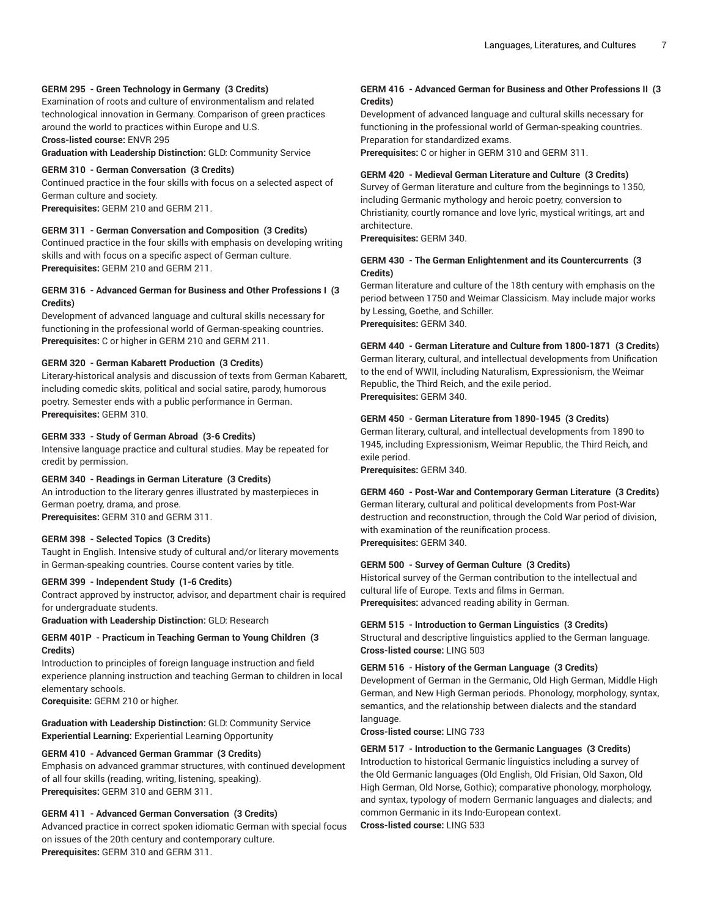**GERM 295 - Green Technology in Germany (3 Credits)**
Examination of roots and culture of environmentalism and related technological innovation in Germany. Comparison of green practices around the world to practices within Europe and U.S.
**Cross-listed course:** ENVR 295
**Graduation with Leadership Distinction:** GLD: Community Service

**GERM 310 - German Conversation (3 Credits)**
Continued practice in the four skills with focus on a selected aspect of German culture and society.
**Prerequisites:** GERM 210 and GERM 211.

**GERM 311 - German Conversation and Composition (3 Credits)**
Continued practice in the four skills with emphasis on developing writing skills and with focus on a specific aspect of German culture.
**Prerequisites:** GERM 210 and GERM 211.

**GERM 316 - Advanced German for Business and Other Professions I (3 Credits)**
Development of advanced language and cultural skills necessary for functioning in the professional world of German-speaking countries.
**Prerequisites:** C or higher in GERM 210 and GERM 211.

**GERM 320 - German Kabarett Production (3 Credits)**
Literary-historical analysis and discussion of texts from German Kabarett, including comedic skits, political and social satire, parody, humorous poetry. Semester ends with a public performance in German.
**Prerequisites:** GERM 310.

**GERM 333 - Study of German Abroad (3-6 Credits)**
Intensive language practice and cultural studies. May be repeated for credit by permission.

**GERM 340 - Readings in German Literature (3 Credits)**
An introduction to the literary genres illustrated by masterpieces in German poetry, drama, and prose.
**Prerequisites:** GERM 310 and GERM 311.

**GERM 398 - Selected Topics (3 Credits)**
Taught in English. Intensive study of cultural and/or literary movements in German-speaking countries. Course content varies by title.

**GERM 399 - Independent Study (1-6 Credits)**
Contract approved by instructor, advisor, and department chair is required for undergraduate students.
**Graduation with Leadership Distinction:** GLD: Research

**GERM 401P - Practicum in Teaching German to Young Children (3 Credits)**
Introduction to principles of foreign language instruction and field experience planning instruction and teaching German to children in local elementary schools.
**Corequisite:** GERM 210 or higher.

**Graduation with Leadership Distinction:** GLD: Community Service
**Experiential Learning:** Experiential Learning Opportunity

**GERM 410 - Advanced German Grammar (3 Credits)**
Emphasis on advanced grammar structures, with continued development of all four skills (reading, writing, listening, speaking).
**Prerequisites:** GERM 310 and GERM 311.

**GERM 411 - Advanced German Conversation (3 Credits)**
Advanced practice in correct spoken idiomatic German with special focus on issues of the 20th century and contemporary culture.
**Prerequisites:** GERM 310 and GERM 311.

**GERM 416 - Advanced German for Business and Other Professions II (3 Credits)**
Development of advanced language and cultural skills necessary for functioning in the professional world of German-speaking countries. Preparation for standardized exams.
**Prerequisites:** C or higher in GERM 310 and GERM 311.

**GERM 420 - Medieval German Literature and Culture (3 Credits)**
Survey of German literature and culture from the beginnings to 1350, including Germanic mythology and heroic poetry, conversion to Christianity, courtly romance and love lyric, mystical writings, art and architecture.
**Prerequisites:** GERM 340.

**GERM 430 - The German Enlightenment and its Countercurrents (3 Credits)**
German literature and culture of the 18th century with emphasis on the period between 1750 and Weimar Classicism. May include major works by Lessing, Goethe, and Schiller.
**Prerequisites:** GERM 340.

**GERM 440 - German Literature and Culture from 1800-1871 (3 Credits)**
German literary, cultural, and intellectual developments from Unification to the end of WWII, including Naturalism, Expressionism, the Weimar Republic, the Third Reich, and the exile period.
**Prerequisites:** GERM 340.

**GERM 450 - German Literature from 1890-1945 (3 Credits)**
German literary, cultural, and intellectual developments from 1890 to 1945, including Expressionism, Weimar Republic, the Third Reich, and exile period.
**Prerequisites:** GERM 340.

**GERM 460 - Post-War and Contemporary German Literature (3 Credits)**
German literary, cultural and political developments from Post-War destruction and reconstruction, through the Cold War period of division, with examination of the reunification process.
**Prerequisites:** GERM 340.

**GERM 500 - Survey of German Culture (3 Credits)**
Historical survey of the German contribution to the intellectual and cultural life of Europe. Texts and films in German.
**Prerequisites:** advanced reading ability in German.

**GERM 515 - Introduction to German Linguistics (3 Credits)**
Structural and descriptive linguistics applied to the German language.
**Cross-listed course:** LING 503

**GERM 516 - History of the German Language (3 Credits)**
Development of German in the Germanic, Old High German, Middle High German, and New High German periods. Phonology, morphology, syntax, semantics, and the relationship between dialects and the standard language.
**Cross-listed course:** LING 733

**GERM 517 - Introduction to the Germanic Languages (3 Credits)**
Introduction to historical Germanic linguistics including a survey of the Old Germanic languages (Old English, Old Frisian, Old Saxon, Old High German, Old Norse, Gothic); comparative phonology, morphology, and syntax, typology of modern Germanic languages and dialects; and common Germanic in its Indo-European context.
**Cross-listed course:** LING 533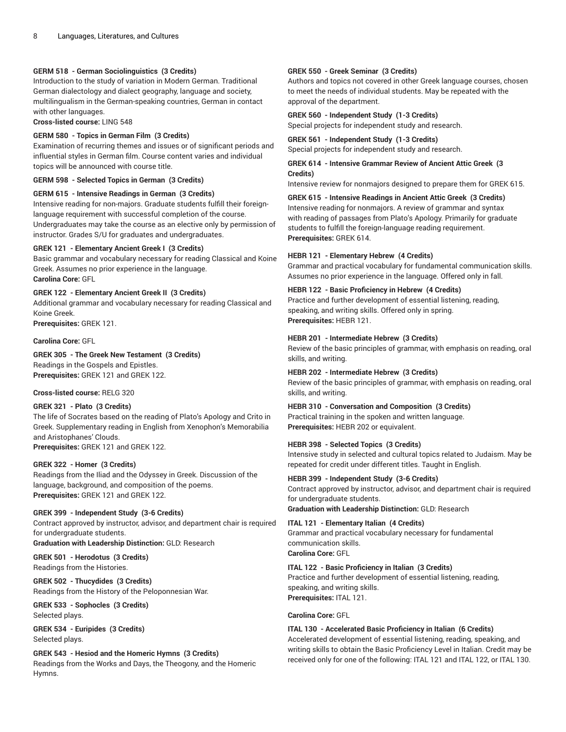**GERM 518 - German Sociolinguistics (3 Credits)**
Introduction to the study of variation in Modern German. Traditional German dialectology and dialect geography, language and society, multilingualism in the German-speaking countries, German in contact with other languages.
**Cross-listed course:** LING 548

**GERM 580 - Topics in German Film (3 Credits)**
Examination of recurring themes and issues or of significant periods and influential styles in German film. Course content varies and individual topics will be announced with course title.

**GERM 598 - Selected Topics in German (3 Credits)**

**GERM 615 - Intensive Readings in German (3 Credits)**
Intensive reading for non-majors. Graduate students fulfill their foreign-language requirement with successful completion of the course. Undergraduates may take the course as an elective only by permission of instructor. Grades S/U for graduates and undergraduates.

**GREK 121 - Elementary Ancient Greek I (3 Credits)**
Basic grammar and vocabulary necessary for reading Classical and Koine Greek. Assumes no prior experience in the language.
**Carolina Core:** GFL

**GREK 122 - Elementary Ancient Greek II (3 Credits)**
Additional grammar and vocabulary necessary for reading Classical and Koine Greek.
**Prerequisites:** GREK 121.

**Carolina Core:** GFL

**GREK 305 - The Greek New Testament (3 Credits)**
Readings in the Gospels and Epistles.
**Prerequisites:** GREK 121 and GREK 122.

**Cross-listed course:** RELG 320

**GREK 321 - Plato (3 Credits)**
The life of Socrates based on the reading of Plato's Apology and Crito in Greek. Supplementary reading in English from Xenophon's Memorabilia and Aristophanes' Clouds.
**Prerequisites:** GREK 121 and GREK 122.

**GREK 322 - Homer (3 Credits)**
Readings from the Iliad and the Odyssey in Greek. Discussion of the language, background, and composition of the poems.
**Prerequisites:** GREK 121 and GREK 122.

**GREK 399 - Independent Study (3-6 Credits)**
Contract approved by instructor, advisor, and department chair is required for undergraduate students.
**Graduation with Leadership Distinction:** GLD: Research

**GREK 501 - Herodotus (3 Credits)**
Readings from the Histories.

**GREK 502 - Thucydides (3 Credits)**
Readings from the History of the Peloponnesian War.

**GREK 533 - Sophocles (3 Credits)**
Selected plays.

**GREK 534 - Euripides (3 Credits)**
Selected plays.

**GREK 543 - Hesiod and the Homeric Hymns (3 Credits)**
Readings from the Works and Days, the Theogony, and the Homeric Hymns.

**GREK 550 - Greek Seminar (3 Credits)**
Authors and topics not covered in other Greek language courses, chosen to meet the needs of individual students. May be repeated with the approval of the department.

**GREK 560 - Independent Study (1-3 Credits)**
Special projects for independent study and research.

**GREK 561 - Independent Study (1-3 Credits)**
Special projects for independent study and research.

**GREK 614 - Intensive Grammar Review of Ancient Attic Greek (3 Credits)**
Intensive review for nonmajors designed to prepare them for GREK 615.

**GREK 615 - Intensive Readings in Ancient Attic Greek (3 Credits)**
Intensive reading for nonmajors. A review of grammar and syntax with reading of passages from Plato's Apology. Primarily for graduate students to fulfill the foreign-language reading requirement.
**Prerequisites:** GREK 614.

**HEBR 121 - Elementary Hebrew (4 Credits)**
Grammar and practical vocabulary for fundamental communication skills. Assumes no prior experience in the language. Offered only in fall.

**HEBR 122 - Basic Proficiency in Hebrew (4 Credits)**
Practice and further development of essential listening, reading, speaking, and writing skills. Offered only in spring.
**Prerequisites:** HEBR 121.

**HEBR 201 - Intermediate Hebrew (3 Credits)**
Review of the basic principles of grammar, with emphasis on reading, oral skills, and writing.

**HEBR 202 - Intermediate Hebrew (3 Credits)**
Review of the basic principles of grammar, with emphasis on reading, oral skills, and writing.

**HEBR 310 - Conversation and Composition (3 Credits)**
Practical training in the spoken and written language.
**Prerequisites:** HEBR 202 or equivalent.

**HEBR 398 - Selected Topics (3 Credits)**
Intensive study in selected and cultural topics related to Judaism. May be repeated for credit under different titles. Taught in English.

**HEBR 399 - Independent Study (3-6 Credits)**
Contract approved by instructor, advisor, and department chair is required for undergraduate students.
**Graduation with Leadership Distinction:** GLD: Research

**ITAL 121 - Elementary Italian (4 Credits)**
Grammar and practical vocabulary necessary for fundamental communication skills.
**Carolina Core:** GFL

**ITAL 122 - Basic Proficiency in Italian (3 Credits)**
Practice and further development of essential listening, reading, speaking, and writing skills.
**Prerequisites:** ITAL 121.

**Carolina Core:** GFL

**ITAL 130 - Accelerated Basic Proficiency in Italian (6 Credits)**
Accelerated development of essential listening, reading, speaking, and writing skills to obtain the Basic Proficiency Level in Italian. Credit may be received only for one of the following: ITAL 121 and ITAL 122, or ITAL 130.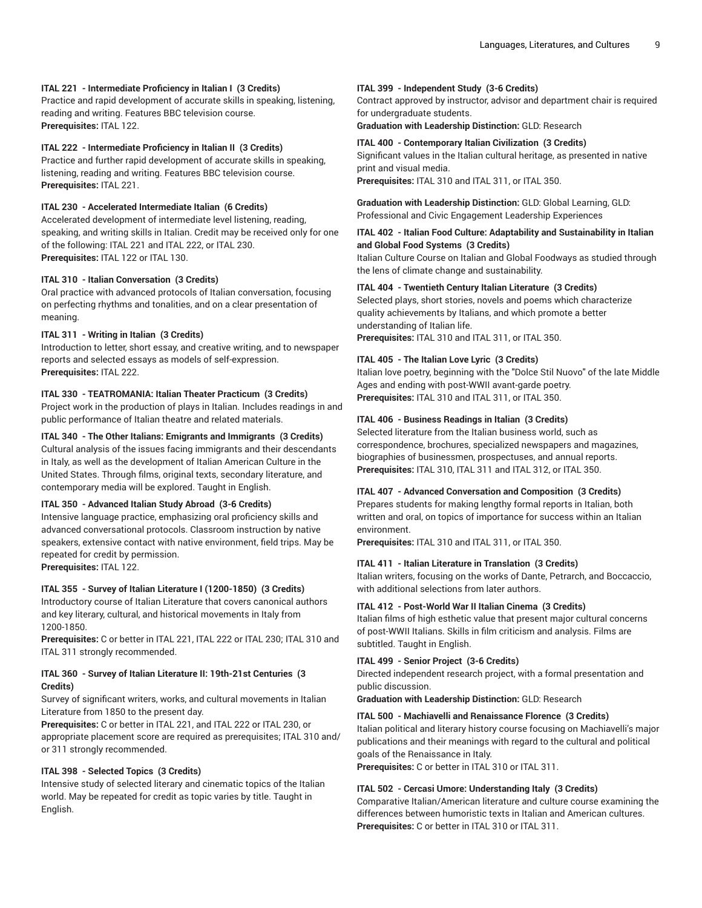**ITAL 221 - Intermediate Proficiency in Italian I (3 Credits)**
Practice and rapid development of accurate skills in speaking, listening, reading and writing. Features BBC television course.
**Prerequisites:** ITAL 122.

**ITAL 222 - Intermediate Proficiency in Italian II (3 Credits)**
Practice and further rapid development of accurate skills in speaking, listening, reading and writing. Features BBC television course.
**Prerequisites:** ITAL 221.

**ITAL 230 - Accelerated Intermediate Italian (6 Credits)**
Accelerated development of intermediate level listening, reading, speaking, and writing skills in Italian. Credit may be received only for one of the following: ITAL 221 and ITAL 222, or ITAL 230.
**Prerequisites:** ITAL 122 or ITAL 130.

**ITAL 310 - Italian Conversation (3 Credits)**
Oral practice with advanced protocols of Italian conversation, focusing on perfecting rhythms and tonalities, and on a clear presentation of meaning.

**ITAL 311 - Writing in Italian (3 Credits)**
Introduction to letter, short essay, and creative writing, and to newspaper reports and selected essays as models of self-expression.
**Prerequisites:** ITAL 222.

**ITAL 330 - TEATROMANIA: Italian Theater Practicum (3 Credits)**
Project work in the production of plays in Italian. Includes readings in and public performance of Italian theatre and related materials.

**ITAL 340 - The Other Italians: Emigrants and Immigrants (3 Credits)**
Cultural analysis of the issues facing immigrants and their descendants in Italy, as well as the development of Italian American Culture in the United States. Through films, original texts, secondary literature, and contemporary media will be explored. Taught in English.

**ITAL 350 - Advanced Italian Study Abroad (3-6 Credits)**
Intensive language practice, emphasizing oral proficiency skills and advanced conversational protocols. Classroom instruction by native speakers, extensive contact with native environment, field trips. May be repeated for credit by permission.
**Prerequisites:** ITAL 122.

**ITAL 355 - Survey of Italian Literature I (1200-1850) (3 Credits)**
Introductory course of Italian Literature that covers canonical authors and key literary, cultural, and historical movements in Italy from 1200-1850.
**Prerequisites:** C or better in ITAL 221, ITAL 222 or ITAL 230; ITAL 310 and ITAL 311 strongly recommended.

**ITAL 360 - Survey of Italian Literature II: 19th-21st Centuries (3 Credits)**
Survey of significant writers, works, and cultural movements in Italian Literature from 1850 to the present day.
**Prerequisites:** C or better in ITAL 221, and ITAL 222 or ITAL 230, or appropriate placement score are required as prerequisites; ITAL 310 and/or 311 strongly recommended.

**ITAL 398 - Selected Topics (3 Credits)**
Intensive study of selected literary and cinematic topics of the Italian world. May be repeated for credit as topic varies by title. Taught in English.

**ITAL 399 - Independent Study (3-6 Credits)**
Contract approved by instructor, advisor and department chair is required for undergraduate students.
**Graduation with Leadership Distinction:** GLD: Research

**ITAL 400 - Contemporary Italian Civilization (3 Credits)**
Significant values in the Italian cultural heritage, as presented in native print and visual media.
**Prerequisites:** ITAL 310 and ITAL 311, or ITAL 350.

**Graduation with Leadership Distinction:** GLD: Global Learning, GLD: Professional and Civic Engagement Leadership Experiences

**ITAL 402 - Italian Food Culture: Adaptability and Sustainability in Italian and Global Food Systems (3 Credits)**
Italian Culture Course on Italian and Global Foodways as studied through the lens of climate change and sustainability.

**ITAL 404 - Twentieth Century Italian Literature (3 Credits)**
Selected plays, short stories, novels and poems which characterize quality achievements by Italians, and which promote a better understanding of Italian life.
**Prerequisites:** ITAL 310 and ITAL 311, or ITAL 350.

**ITAL 405 - The Italian Love Lyric (3 Credits)**
Italian love poetry, beginning with the "Dolce Stil Nuovo" of the late Middle Ages and ending with post-WWII avant-garde poetry.
**Prerequisites:** ITAL 310 and ITAL 311, or ITAL 350.

**ITAL 406 - Business Readings in Italian (3 Credits)**
Selected literature from the Italian business world, such as correspondence, brochures, specialized newspapers and magazines, biographies of businessmen, prospectuses, and annual reports.
**Prerequisites:** ITAL 310, ITAL 311 and ITAL 312, or ITAL 350.

**ITAL 407 - Advanced Conversation and Composition (3 Credits)**
Prepares students for making lengthy formal reports in Italian, both written and oral, on topics of importance for success within an Italian environment.
**Prerequisites:** ITAL 310 and ITAL 311, or ITAL 350.

**ITAL 411 - Italian Literature in Translation (3 Credits)**
Italian writers, focusing on the works of Dante, Petrarch, and Boccaccio, with additional selections from later authors.

**ITAL 412 - Post-World War II Italian Cinema (3 Credits)**
Italian films of high esthetic value that present major cultural concerns of post-WWII Italians. Skills in film criticism and analysis. Films are subtitled. Taught in English.

**ITAL 499 - Senior Project (3-6 Credits)**
Directed independent research project, with a formal presentation and public discussion.
**Graduation with Leadership Distinction:** GLD: Research

**ITAL 500 - Machiavelli and Renaissance Florence (3 Credits)**
Italian political and literary history course focusing on Machiavelli's major publications and their meanings with regard to the cultural and political goals of the Renaissance in Italy.
**Prerequisites:** C or better in ITAL 310 or ITAL 311.

**ITAL 502 - Cercasi Umore: Understanding Italy (3 Credits)**
Comparative Italian/American literature and culture course examining the differences between humoristic texts in Italian and American cultures.
**Prerequisites:** C or better in ITAL 310 or ITAL 311.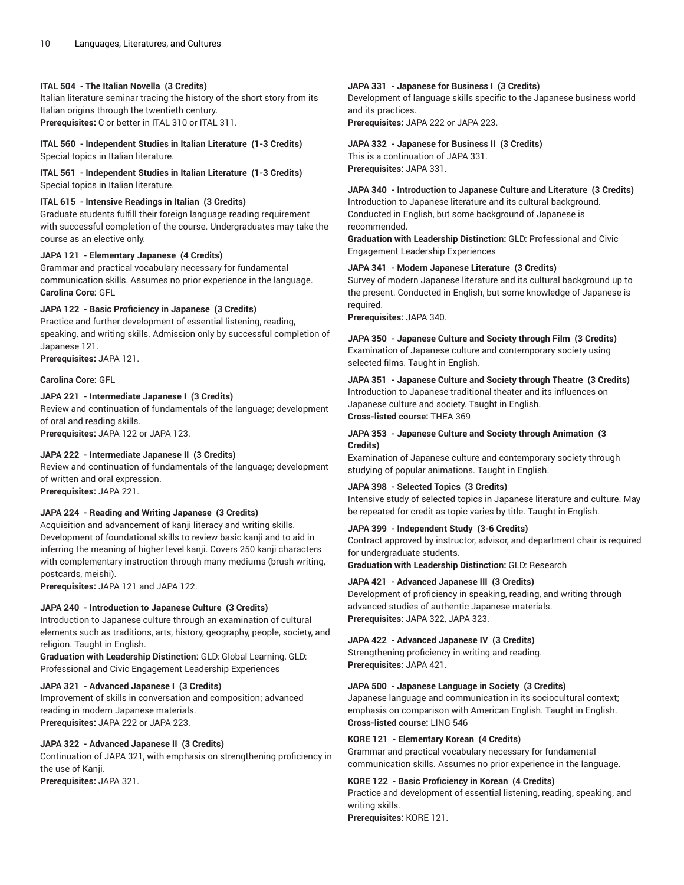**ITAL 504 - The Italian Novella (3 Credits)**
Italian literature seminar tracing the history of the short story from its Italian origins through the twentieth century.
**Prerequisites:** C or better in ITAL 310 or ITAL 311.

**ITAL 560 - Independent Studies in Italian Literature (1-3 Credits)**
Special topics in Italian literature.

**ITAL 561 - Independent Studies in Italian Literature (1-3 Credits)**
Special topics in Italian literature.

**ITAL 615 - Intensive Readings in Italian (3 Credits)**
Graduate students fulfill their foreign language reading requirement with successful completion of the course. Undergraduates may take the course as an elective only.

**JAPA 121 - Elementary Japanese (4 Credits)**
Grammar and practical vocabulary necessary for fundamental communication skills. Assumes no prior experience in the language.
**Carolina Core:** GFL

**JAPA 122 - Basic Proficiency in Japanese (3 Credits)**
Practice and further development of essential listening, reading, speaking, and writing skills. Admission only by successful completion of Japanese 121.
**Prerequisites:** JAPA 121.

**Carolina Core:** GFL

**JAPA 221 - Intermediate Japanese I (3 Credits)**
Review and continuation of fundamentals of the language; development of oral and reading skills.
**Prerequisites:** JAPA 122 or JAPA 123.

**JAPA 222 - Intermediate Japanese II (3 Credits)**
Review and continuation of fundamentals of the language; development of written and oral expression.
**Prerequisites:** JAPA 221.

**JAPA 224 - Reading and Writing Japanese (3 Credits)**
Acquisition and advancement of kanji literacy and writing skills. Development of foundational skills to review basic kanji and to aid in inferring the meaning of higher level kanji. Covers 250 kanji characters with complementary instruction through many mediums (brush writing, postcards, meishi).
**Prerequisites:** JAPA 121 and JAPA 122.

**JAPA 240 - Introduction to Japanese Culture (3 Credits)**
Introduction to Japanese culture through an examination of cultural elements such as traditions, arts, history, geography, people, society, and religion. Taught in English.
**Graduation with Leadership Distinction:** GLD: Global Learning, GLD: Professional and Civic Engagement Leadership Experiences

**JAPA 321 - Advanced Japanese I (3 Credits)**
Improvement of skills in conversation and composition; advanced reading in modern Japanese materials.
**Prerequisites:** JAPA 222 or JAPA 223.

**JAPA 322 - Advanced Japanese II (3 Credits)**
Continuation of JAPA 321, with emphasis on strengthening proficiency in the use of Kanji.
**Prerequisites:** JAPA 321.

**JAPA 331 - Japanese for Business I (3 Credits)**
Development of language skills specific to the Japanese business world and its practices.
**Prerequisites:** JAPA 222 or JAPA 223.

**JAPA 332 - Japanese for Business II (3 Credits)**
This is a continuation of JAPA 331.
**Prerequisites:** JAPA 331.

**JAPA 340 - Introduction to Japanese Culture and Literature (3 Credits)**
Introduction to Japanese literature and its cultural background. Conducted in English, but some background of Japanese is recommended.
**Graduation with Leadership Distinction:** GLD: Professional and Civic Engagement Leadership Experiences

**JAPA 341 - Modern Japanese Literature (3 Credits)**
Survey of modern Japanese literature and its cultural background up to the present. Conducted in English, but some knowledge of Japanese is required.
**Prerequisites:** JAPA 340.

**JAPA 350 - Japanese Culture and Society through Film (3 Credits)**
Examination of Japanese culture and contemporary society using selected films. Taught in English.

**JAPA 351 - Japanese Culture and Society through Theatre (3 Credits)**
Introduction to Japanese traditional theater and its influences on Japanese culture and society. Taught in English.
**Cross-listed course:** THEA 369

**JAPA 353 - Japanese Culture and Society through Animation (3 Credits)**
Examination of Japanese culture and contemporary society through studying of popular animations. Taught in English.

**JAPA 398 - Selected Topics (3 Credits)**
Intensive study of selected topics in Japanese literature and culture. May be repeated for credit as topic varies by title. Taught in English.

**JAPA 399 - Independent Study (3-6 Credits)**
Contract approved by instructor, advisor, and department chair is required for undergraduate students.
**Graduation with Leadership Distinction:** GLD: Research

**JAPA 421 - Advanced Japanese III (3 Credits)**
Development of proficiency in speaking, reading, and writing through advanced studies of authentic Japanese materials.
**Prerequisites:** JAPA 322, JAPA 323.

**JAPA 422 - Advanced Japanese IV (3 Credits)**
Strengthening proficiency in writing and reading.
**Prerequisites:** JAPA 421.

**JAPA 500 - Japanese Language in Society (3 Credits)**
Japanese language and communication in its sociocultural context; emphasis on comparison with American English. Taught in English.
**Cross-listed course:** LING 546

**KORE 121 - Elementary Korean (4 Credits)**
Grammar and practical vocabulary necessary for fundamental communication skills. Assumes no prior experience in the language.

**KORE 122 - Basic Proficiency in Korean (4 Credits)**
Practice and development of essential listening, reading, speaking, and writing skills.
**Prerequisites:** KORE 121.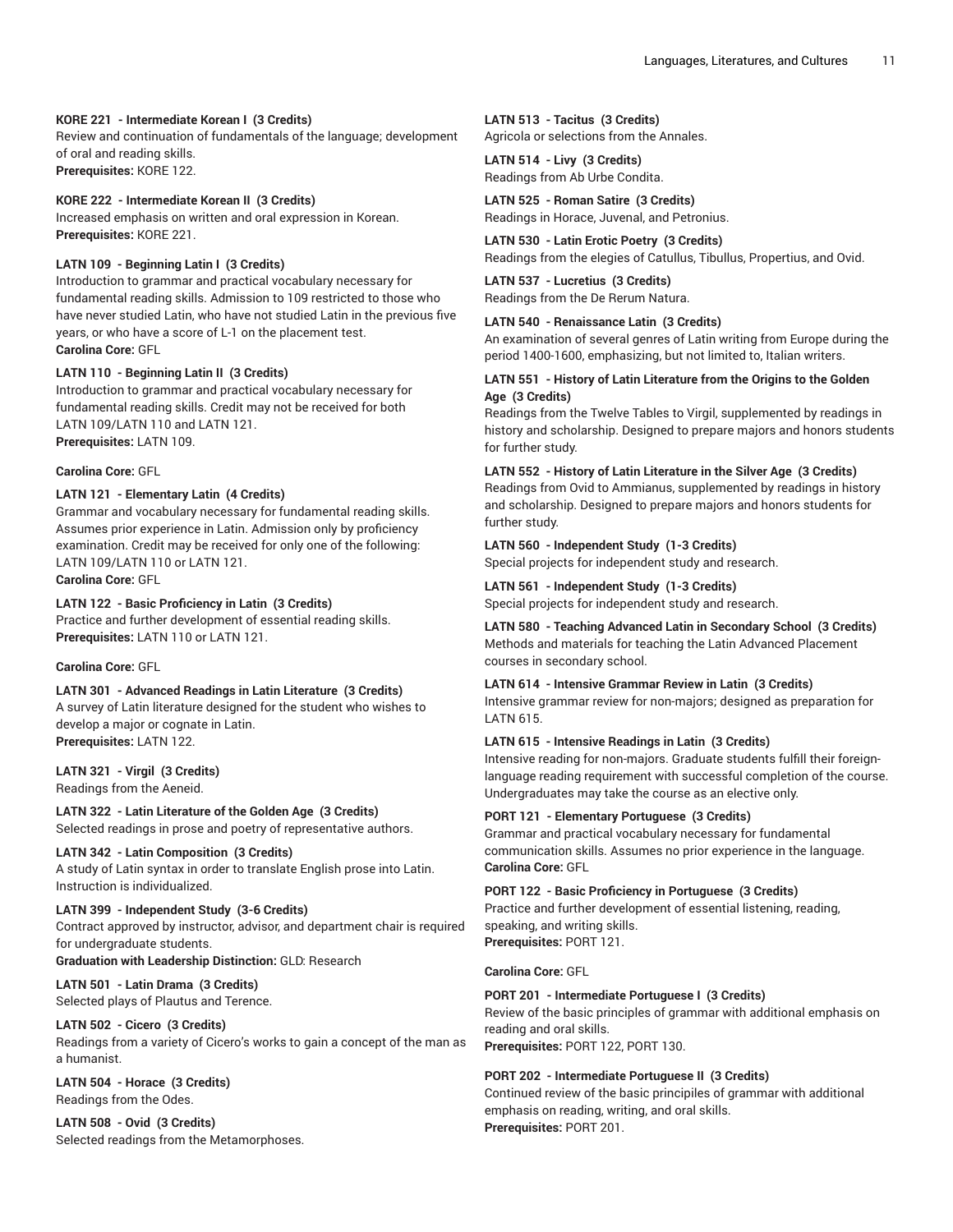**KORE 221 - Intermediate Korean I (3 Credits)**
Review and continuation of fundamentals of the language; development of oral and reading skills.
**Prerequisites:** KORE 122.

**KORE 222 - Intermediate Korean II (3 Credits)**
Increased emphasis on written and oral expression in Korean.
**Prerequisites:** KORE 221.

**LATN 109 - Beginning Latin I (3 Credits)**
Introduction to grammar and practical vocabulary necessary for fundamental reading skills. Admission to 109 restricted to those who have never studied Latin, who have not studied Latin in the previous five years, or who have a score of L-1 on the placement test.
**Carolina Core:** GFL

**LATN 110 - Beginning Latin II (3 Credits)**
Introduction to grammar and practical vocabulary necessary for fundamental reading skills. Credit may not be received for both LATN 109/LATN 110 and LATN 121.
**Prerequisites:** LATN 109.

**Carolina Core:** GFL

**LATN 121 - Elementary Latin (4 Credits)**
Grammar and vocabulary necessary for fundamental reading skills. Assumes prior experience in Latin. Admission only by proficiency examination. Credit may be received for only one of the following: LATN 109/LATN 110 or LATN 121.
**Carolina Core:** GFL

**LATN 122 - Basic Proficiency in Latin (3 Credits)**
Practice and further development of essential reading skills.
**Prerequisites:** LATN 110 or LATN 121.

**Carolina Core:** GFL

**LATN 301 - Advanced Readings in Latin Literature (3 Credits)**
A survey of Latin literature designed for the student who wishes to develop a major or cognate in Latin.
**Prerequisites:** LATN 122.

**LATN 321 - Virgil (3 Credits)**
Readings from the Aeneid.

**LATN 322 - Latin Literature of the Golden Age (3 Credits)**
Selected readings in prose and poetry of representative authors.

**LATN 342 - Latin Composition (3 Credits)**
A study of Latin syntax in order to translate English prose into Latin. Instruction is individualized.

**LATN 399 - Independent Study (3-6 Credits)**
Contract approved by instructor, advisor, and department chair is required for undergraduate students.
**Graduation with Leadership Distinction:** GLD: Research

**LATN 501 - Latin Drama (3 Credits)**
Selected plays of Plautus and Terence.

**LATN 502 - Cicero (3 Credits)**
Readings from a variety of Cicero's works to gain a concept of the man as a humanist.

**LATN 504 - Horace (3 Credits)**
Readings from the Odes.

**LATN 508 - Ovid (3 Credits)**
Selected readings from the Metamorphoses.

**LATN 513 - Tacitus (3 Credits)**
Agricola or selections from the Annales.

**LATN 514 - Livy (3 Credits)**
Readings from Ab Urbe Condita.

**LATN 525 - Roman Satire (3 Credits)**
Readings in Horace, Juvenal, and Petronius.

**LATN 530 - Latin Erotic Poetry (3 Credits)**
Readings from the elegies of Catullus, Tibullus, Propertius, and Ovid.

**LATN 537 - Lucretius (3 Credits)**
Readings from the De Rerum Natura.

**LATN 540 - Renaissance Latin (3 Credits)**
An examination of several genres of Latin writing from Europe during the period 1400-1600, emphasizing, but not limited to, Italian writers.

**LATN 551 - History of Latin Literature from the Origins to the Golden Age (3 Credits)**
Readings from the Twelve Tables to Virgil, supplemented by readings in history and scholarship. Designed to prepare majors and honors students for further study.

**LATN 552 - History of Latin Literature in the Silver Age (3 Credits)**
Readings from Ovid to Ammianus, supplemented by readings in history and scholarship. Designed to prepare majors and honors students for further study.

**LATN 560 - Independent Study (1-3 Credits)**
Special projects for independent study and research.

**LATN 561 - Independent Study (1-3 Credits)**
Special projects for independent study and research.

**LATN 580 - Teaching Advanced Latin in Secondary School (3 Credits)**
Methods and materials for teaching the Latin Advanced Placement courses in secondary school.

**LATN 614 - Intensive Grammar Review in Latin (3 Credits)**
Intensive grammar review for non-majors; designed as preparation for LATN 615.

**LATN 615 - Intensive Readings in Latin (3 Credits)**
Intensive reading for non-majors. Graduate students fulfill their foreign-language reading requirement with successful completion of the course. Undergraduates may take the course as an elective only.

**PORT 121 - Elementary Portuguese (3 Credits)**
Grammar and practical vocabulary necessary for fundamental communication skills. Assumes no prior experience in the language.
**Carolina Core:** GFL

**PORT 122 - Basic Proficiency in Portuguese (3 Credits)**
Practice and further development of essential listening, reading, speaking, and writing skills.
**Prerequisites:** PORT 121.

**Carolina Core:** GFL

**PORT 201 - Intermediate Portuguese I (3 Credits)**
Review of the basic principles of grammar with additional emphasis on reading and oral skills.
**Prerequisites:** PORT 122, PORT 130.

**PORT 202 - Intermediate Portuguese II (3 Credits)**
Continued review of the basic principiles of grammar with additional emphasis on reading, writing, and oral skills.
**Prerequisites:** PORT 201.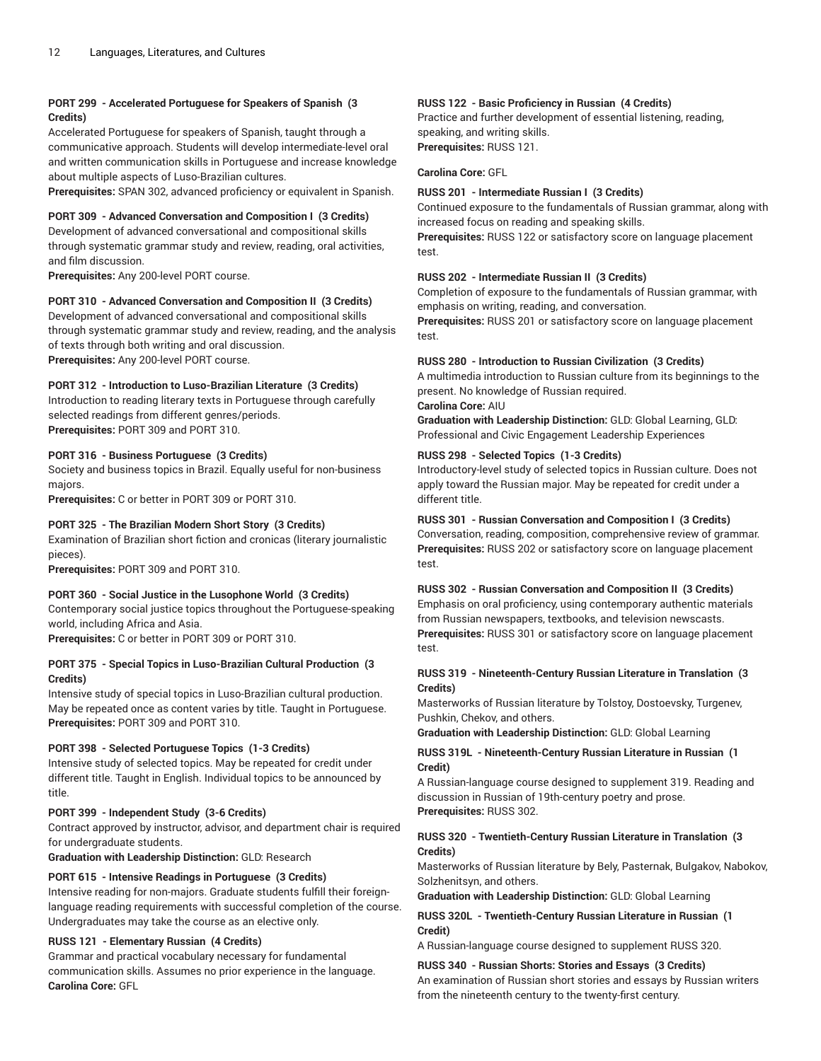**PORT 299 - Accelerated Portuguese for Speakers of Spanish (3 Credits)**
Accelerated Portuguese for speakers of Spanish, taught through a communicative approach. Students will develop intermediate-level oral and written communication skills in Portuguese and increase knowledge about multiple aspects of Luso-Brazilian cultures.
**Prerequisites:** SPAN 302, advanced proficiency or equivalent in Spanish.

**PORT 309 - Advanced Conversation and Composition I (3 Credits)**
Development of advanced conversational and compositional skills through systematic grammar study and review, reading, oral activities, and film discussion.
**Prerequisites:** Any 200-level PORT course.

**PORT 310 - Advanced Conversation and Composition II (3 Credits)**
Development of advanced conversational and compositional skills through systematic grammar study and review, reading, and the analysis of texts through both writing and oral discussion.
**Prerequisites:** Any 200-level PORT course.

**PORT 312 - Introduction to Luso-Brazilian Literature (3 Credits)**
Introduction to reading literary texts in Portuguese through carefully selected readings from different genres/periods.
**Prerequisites:** PORT 309 and PORT 310.

**PORT 316 - Business Portuguese (3 Credits)**
Society and business topics in Brazil. Equally useful for non-business majors.
**Prerequisites:** C or better in PORT 309 or PORT 310.

**PORT 325 - The Brazilian Modern Short Story (3 Credits)**
Examination of Brazilian short fiction and cronicas (literary journalistic pieces).
**Prerequisites:** PORT 309 and PORT 310.

**PORT 360 - Social Justice in the Lusophone World (3 Credits)**
Contemporary social justice topics throughout the Portuguese-speaking world, including Africa and Asia.
**Prerequisites:** C or better in PORT 309 or PORT 310.

**PORT 375 - Special Topics in Luso-Brazilian Cultural Production (3 Credits)**
Intensive study of special topics in Luso-Brazilian cultural production. May be repeated once as content varies by title. Taught in Portuguese.
**Prerequisites:** PORT 309 and PORT 310.

**PORT 398 - Selected Portuguese Topics (1-3 Credits)**
Intensive study of selected topics. May be repeated for credit under different title. Taught in English. Individual topics to be announced by title.

**PORT 399 - Independent Study (3-6 Credits)**
Contract approved by instructor, advisor, and department chair is required for undergraduate students.
**Graduation with Leadership Distinction:** GLD: Research

**PORT 615 - Intensive Readings in Portuguese (3 Credits)**
Intensive reading for non-majors. Graduate students fulfill their foreign-language reading requirements with successful completion of the course. Undergraduates may take the course as an elective only.

**RUSS 121 - Elementary Russian (4 Credits)**
Grammar and practical vocabulary necessary for fundamental communication skills. Assumes no prior experience in the language.
**Carolina Core:** GFL

**RUSS 122 - Basic Proficiency in Russian (4 Credits)**
Practice and further development of essential listening, reading, speaking, and writing skills.
**Prerequisites:** RUSS 121.

**Carolina Core:** GFL

**RUSS 201 - Intermediate Russian I (3 Credits)**
Continued exposure to the fundamentals of Russian grammar, along with increased focus on reading and speaking skills.
**Prerequisites:** RUSS 122 or satisfactory score on language placement test.

**RUSS 202 - Intermediate Russian II (3 Credits)**
Completion of exposure to the fundamentals of Russian grammar, with emphasis on writing, reading, and conversation.
**Prerequisites:** RUSS 201 or satisfactory score on language placement test.

**RUSS 280 - Introduction to Russian Civilization (3 Credits)**
A multimedia introduction to Russian culture from its beginnings to the present. No knowledge of Russian required.
**Carolina Core:** AIU
**Graduation with Leadership Distinction:** GLD: Global Learning, GLD: Professional and Civic Engagement Leadership Experiences

**RUSS 298 - Selected Topics (1-3 Credits)**
Introductory-level study of selected topics in Russian culture. Does not apply toward the Russian major. May be repeated for credit under a different title.

**RUSS 301 - Russian Conversation and Composition I (3 Credits)**
Conversation, reading, composition, comprehensive review of grammar.
**Prerequisites:** RUSS 202 or satisfactory score on language placement test.

**RUSS 302 - Russian Conversation and Composition II (3 Credits)**
Emphasis on oral proficiency, using contemporary authentic materials from Russian newspapers, textbooks, and television newscasts.
**Prerequisites:** RUSS 301 or satisfactory score on language placement test.

**RUSS 319 - Nineteenth-Century Russian Literature in Translation (3 Credits)**
Masterworks of Russian literature by Tolstoy, Dostoevsky, Turgenev, Pushkin, Chekov, and others.
**Graduation with Leadership Distinction:** GLD: Global Learning

**RUSS 319L - Nineteenth-Century Russian Literature in Russian (1 Credit)**
A Russian-language course designed to supplement 319. Reading and discussion in Russian of 19th-century poetry and prose.
**Prerequisites:** RUSS 302.

**RUSS 320 - Twentieth-Century Russian Literature in Translation (3 Credits)**
Masterworks of Russian literature by Bely, Pasternak, Bulgakov, Nabokov, Solzhenitsyn, and others.
**Graduation with Leadership Distinction:** GLD: Global Learning

**RUSS 320L - Twentieth-Century Russian Literature in Russian (1 Credit)**
A Russian-language course designed to supplement RUSS 320.

**RUSS 340 - Russian Shorts: Stories and Essays (3 Credits)**
An examination of Russian short stories and essays by Russian writers from the nineteenth century to the twenty-first century.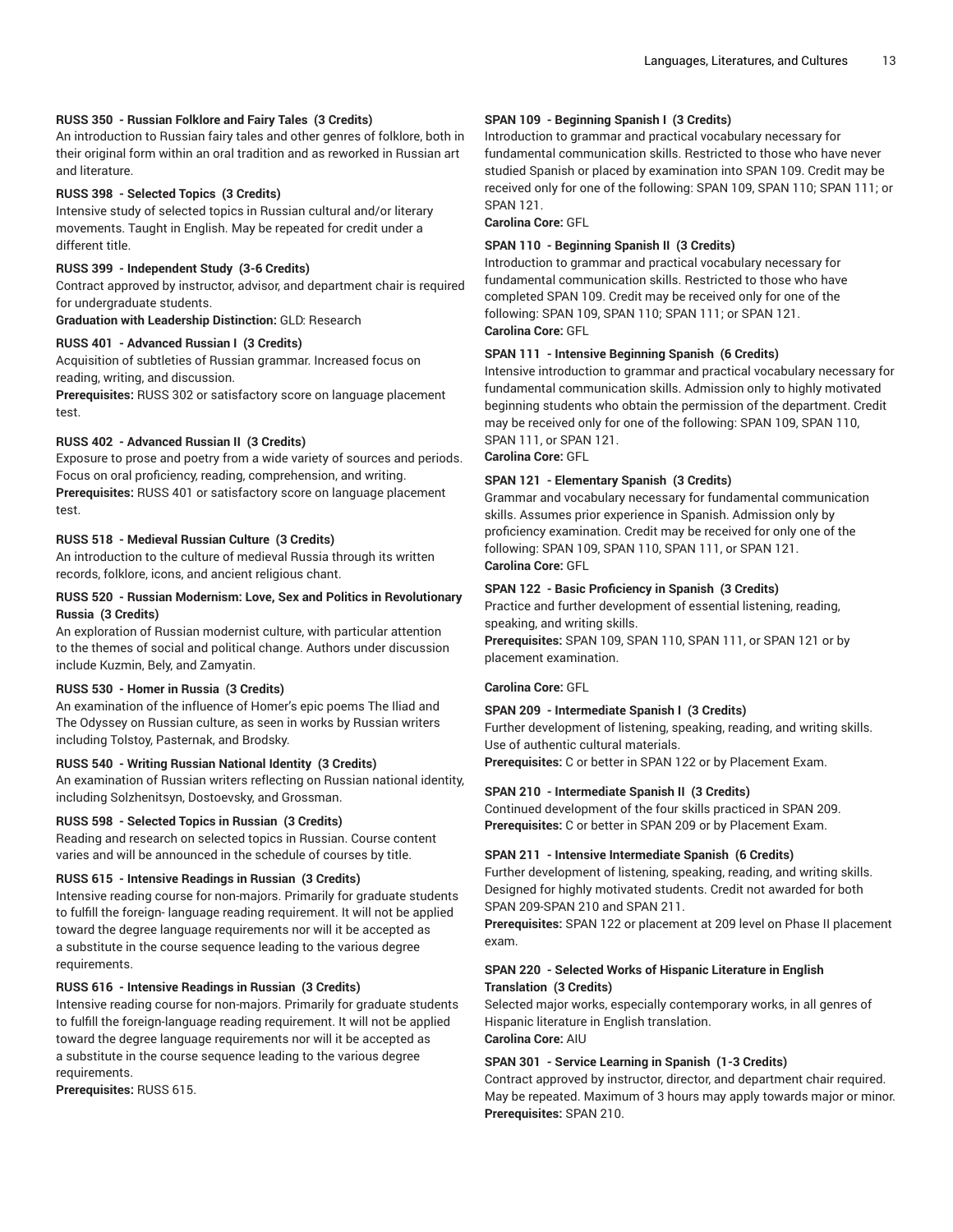#### RUSS 350 - Russian Folklore and Fairy Tales (3 Credits)

An introduction to Russian fairy tales and other genres of folklore, both in their original form within an oral tradition and as reworked in Russian art and literature.

#### RUSS 398 - Selected Topics (3 Credits)

Intensive study of selected topics in Russian cultural and/or literary movements. Taught in English. May be repeated for credit under a different title.

#### RUSS 399 - Independent Study (3-6 Credits)

Contract approved by instructor, advisor, and department chair is required for undergraduate students.

**Graduation with Leadership Distinction:** GLD: Research

#### RUSS 401 - Advanced Russian I (3 Credits)

Acquisition of subtleties of Russian grammar. Increased focus on reading, writing, and discussion.

**Prerequisites:** RUSS 302 or satisfactory score on language placement test.

#### RUSS 402 - Advanced Russian II (3 Credits)

Exposure to prose and poetry from a wide variety of sources and periods. Focus on oral proficiency, reading, comprehension, and writing.

**Prerequisites:** RUSS 401 or satisfactory score on language placement test.

#### RUSS 518 - Medieval Russian Culture (3 Credits)

An introduction to the culture of medieval Russia through its written records, folklore, icons, and ancient religious chant.

#### RUSS 520 - Russian Modernism: Love, Sex and Politics in Revolutionary Russia (3 Credits)

An exploration of Russian modernist culture, with particular attention to the themes of social and political change. Authors under discussion include Kuzmin, Bely, and Zamyatin.

#### RUSS 530 - Homer in Russia (3 Credits)

An examination of the influence of Homer's epic poems The Iliad and The Odyssey on Russian culture, as seen in works by Russian writers including Tolstoy, Pasternak, and Brodsky.

#### RUSS 540 - Writing Russian National Identity (3 Credits)

An examination of Russian writers reflecting on Russian national identity, including Solzhenitsyn, Dostoevsky, and Grossman.

#### RUSS 598 - Selected Topics in Russian (3 Credits)

Reading and research on selected topics in Russian. Course content varies and will be announced in the schedule of courses by title.

#### RUSS 615 - Intensive Readings in Russian (3 Credits)

Intensive reading course for non-majors. Primarily for graduate students to fulfill the foreign- language reading requirement. It will not be applied toward the degree language requirements nor will it be accepted as a substitute in the course sequence leading to the various degree requirements.

#### RUSS 616 - Intensive Readings in Russian (3 Credits)

Intensive reading course for non-majors. Primarily for graduate students to fulfill the foreign-language reading requirement. It will not be applied toward the degree language requirements nor will it be accepted as a substitute in the course sequence leading to the various degree requirements.

**Prerequisites:** RUSS 615.

#### SPAN 109 - Beginning Spanish I (3 Credits)

Introduction to grammar and practical vocabulary necessary for fundamental communication skills. Restricted to those who have never studied Spanish or placed by examination into SPAN 109. Credit may be received only for one of the following: SPAN 109, SPAN 110; SPAN 111; or SPAN 121.

**Carolina Core:** GFL

#### SPAN 110 - Beginning Spanish II (3 Credits)

Introduction to grammar and practical vocabulary necessary for fundamental communication skills. Restricted to those who have completed SPAN 109. Credit may be received only for one of the following: SPAN 109, SPAN 110; SPAN 111; or SPAN 121.

**Carolina Core:** GFL

#### SPAN 111 - Intensive Beginning Spanish (6 Credits)

Intensive introduction to grammar and practical vocabulary necessary for fundamental communication skills. Admission only to highly motivated beginning students who obtain the permission of the department. Credit may be received only for one of the following: SPAN 109, SPAN 110, SPAN 111, or SPAN 121.

**Carolina Core:** GFL

#### SPAN 121 - Elementary Spanish (3 Credits)

Grammar and vocabulary necessary for fundamental communication skills. Assumes prior experience in Spanish. Admission only by proficiency examination. Credit may be received for only one of the following: SPAN 109, SPAN 110, SPAN 111, or SPAN 121.

**Carolina Core:** GFL

#### SPAN 122 - Basic Proficiency in Spanish (3 Credits)

Practice and further development of essential listening, reading, speaking, and writing skills.

**Prerequisites:** SPAN 109, SPAN 110, SPAN 111, or SPAN 121 or by placement examination.

**Carolina Core:** GFL

#### SPAN 209 - Intermediate Spanish I (3 Credits)

Further development of listening, speaking, reading, and writing skills. Use of authentic cultural materials.

**Prerequisites:** C or better in SPAN 122 or by Placement Exam.

#### SPAN 210 - Intermediate Spanish II (3 Credits)

Continued development of the four skills practiced in SPAN 209.

**Prerequisites:** C or better in SPAN 209 or by Placement Exam.

#### SPAN 211 - Intensive Intermediate Spanish (6 Credits)

Further development of listening, speaking, reading, and writing skills. Designed for highly motivated students. Credit not awarded for both SPAN 209-SPAN 210 and SPAN 211.

**Prerequisites:** SPAN 122 or placement at 209 level on Phase II placement exam.

#### SPAN 220 - Selected Works of Hispanic Literature in English Translation (3 Credits)

Selected major works, especially contemporary works, in all genres of Hispanic literature in English translation.

**Carolina Core:** AIU

#### SPAN 301 - Service Learning in Spanish (1-3 Credits)

Contract approved by instructor, director, and department chair required. May be repeated. Maximum of 3 hours may apply towards major or minor.

**Prerequisites:** SPAN 210.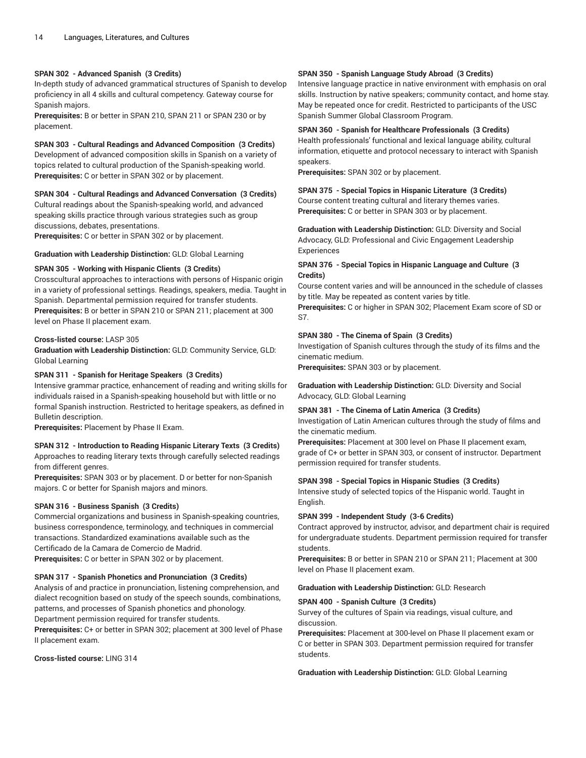**SPAN 302 - Advanced Spanish (3 Credits)**
In-depth study of advanced grammatical structures of Spanish to develop proficiency in all 4 skills and cultural competency. Gateway course for Spanish majors.
**Prerequisites:** B or better in SPAN 210, SPAN 211 or SPAN 230 or by placement.

**SPAN 303 - Cultural Readings and Advanced Composition (3 Credits)**
Development of advanced composition skills in Spanish on a variety of topics related to cultural production of the Spanish-speaking world.
**Prerequisites:** C or better in SPAN 302 or by placement.

**SPAN 304 - Cultural Readings and Advanced Conversation (3 Credits)**
Cultural readings about the Spanish-speaking world, and advanced speaking skills practice through various strategies such as group discussions, debates, presentations.
**Prerequisites:** C or better in SPAN 302 or by placement.

**Graduation with Leadership Distinction:** GLD: Global Learning

**SPAN 305 - Working with Hispanic Clients (3 Credits)**
Crosscultural approaches to interactions with persons of Hispanic origin in a variety of professional settings. Readings, speakers, media. Taught in Spanish. Departmental permission required for transfer students.
**Prerequisites:** B or better in SPAN 210 or SPAN 211; placement at 300 level on Phase II placement exam.

**Cross-listed course:** LASP 305
**Graduation with Leadership Distinction:** GLD: Community Service, GLD: Global Learning

**SPAN 311 - Spanish for Heritage Speakers (3 Credits)**
Intensive grammar practice, enhancement of reading and writing skills for individuals raised in a Spanish-speaking household but with little or no formal Spanish instruction. Restricted to heritage speakers, as defined in Bulletin description.
**Prerequisites:** Placement by Phase II Exam.

**SPAN 312 - Introduction to Reading Hispanic Literary Texts (3 Credits)**
Approaches to reading literary texts through carefully selected readings from different genres.
**Prerequisites:** SPAN 303 or by placement. D or better for non-Spanish majors. C or better for Spanish majors and minors.

**SPAN 316 - Business Spanish (3 Credits)**
Commercial organizations and business in Spanish-speaking countries, business correspondence, terminology, and techniques in commercial transactions. Standardized examinations available such as the Certificado de la Camara de Comercio de Madrid.
**Prerequisites:** C or better in SPAN 302 or by placement.

**SPAN 317 - Spanish Phonetics and Pronunciation (3 Credits)**
Analysis of and practice in pronunciation, listening comprehension, and dialect recognition based on study of the speech sounds, combinations, patterns, and processes of Spanish phonetics and phonology. Department permission required for transfer students.
**Prerequisites:** C+ or better in SPAN 302; placement at 300 level of Phase II placement exam.

**Cross-listed course:** LING 314

**SPAN 350 - Spanish Language Study Abroad (3 Credits)**
Intensive language practice in native environment with emphasis on oral skills. Instruction by native speakers; community contact, and home stay. May be repeated once for credit. Restricted to participants of the USC Spanish Summer Global Classroom Program.

**SPAN 360 - Spanish for Healthcare Professionals (3 Credits)**
Health professionals' functional and lexical language ability, cultural information, etiquette and protocol necessary to interact with Spanish speakers.
**Prerequisites:** SPAN 302 or by placement.

**SPAN 375 - Special Topics in Hispanic Literature (3 Credits)**
Course content treating cultural and literary themes varies.
**Prerequisites:** C or better in SPAN 303 or by placement.

**Graduation with Leadership Distinction:** GLD: Diversity and Social Advocacy, GLD: Professional and Civic Engagement Leadership Experiences

**SPAN 376 - Special Topics in Hispanic Language and Culture (3 Credits)**
Course content varies and will be announced in the schedule of classes by title. May be repeated as content varies by title.
**Prerequisites:** C or higher in SPAN 302; Placement Exam score of SD or S7.

**SPAN 380 - The Cinema of Spain (3 Credits)**
Investigation of Spanish cultures through the study of its films and the cinematic medium.
**Prerequisites:** SPAN 303 or by placement.

**Graduation with Leadership Distinction:** GLD: Diversity and Social Advocacy, GLD: Global Learning

**SPAN 381 - The Cinema of Latin America (3 Credits)**
Investigation of Latin American cultures through the study of films and the cinematic medium.
**Prerequisites:** Placement at 300 level on Phase II placement exam, grade of C+ or better in SPAN 303, or consent of instructor. Department permission required for transfer students.

**SPAN 398 - Special Topics in Hispanic Studies (3 Credits)**
Intensive study of selected topics of the Hispanic world. Taught in English.

**SPAN 399 - Independent Study (3-6 Credits)**
Contract approved by instructor, advisor, and department chair is required for undergraduate students. Department permission required for transfer students.
**Prerequisites:** B or better in SPAN 210 or SPAN 211; Placement at 300 level on Phase II placement exam.

**Graduation with Leadership Distinction:** GLD: Research

**SPAN 400 - Spanish Culture (3 Credits)**
Survey of the cultures of Spain via readings, visual culture, and discussion.
**Prerequisites:** Placement at 300-level on Phase II placement exam or C or better in SPAN 303. Department permission required for transfer students.

**Graduation with Leadership Distinction:** GLD: Global Learning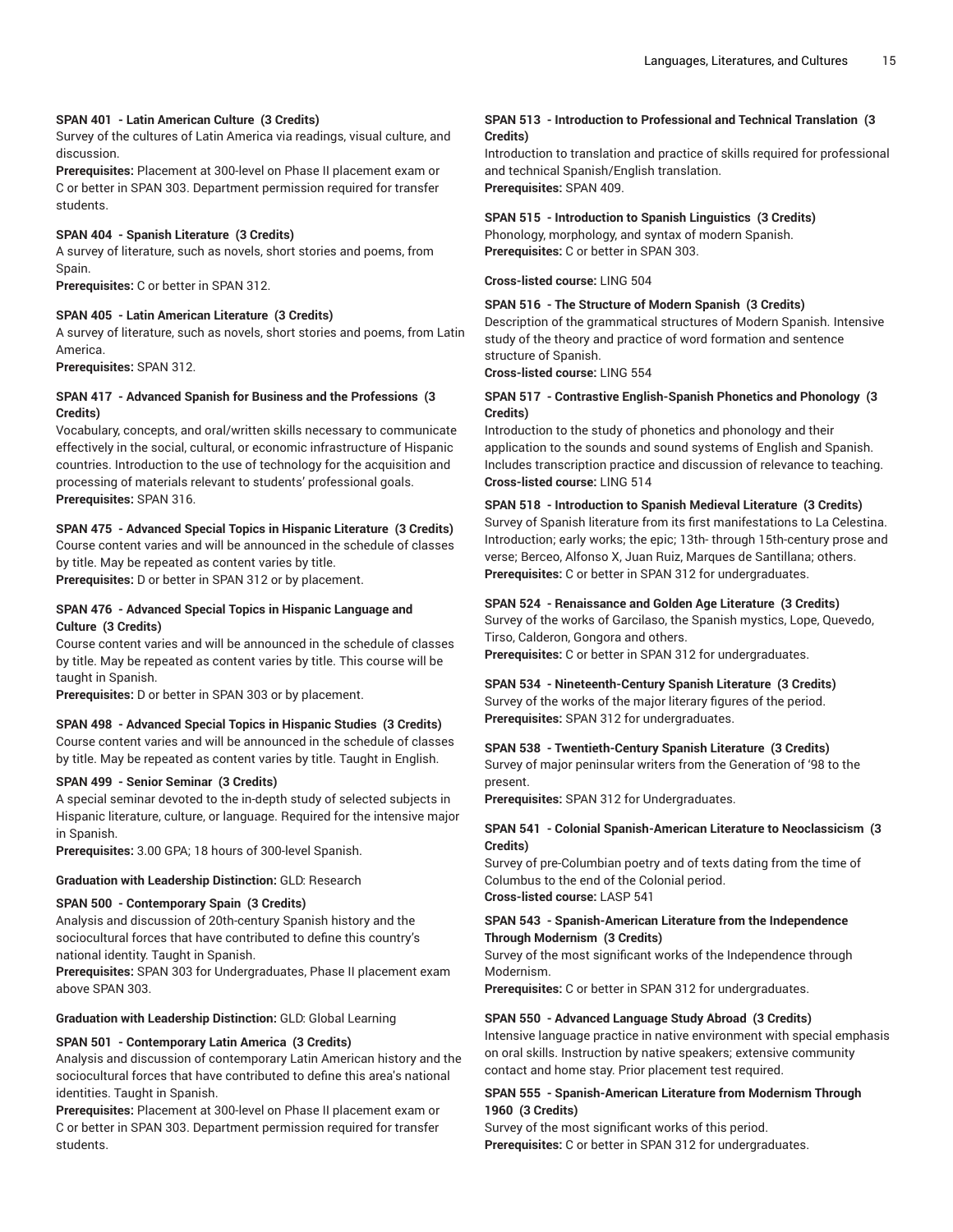**SPAN 401 - Latin American Culture (3 Credits)**
Survey of the cultures of Latin America via readings, visual culture, and discussion.
**Prerequisites:** Placement at 300-level on Phase II placement exam or C or better in SPAN 303. Department permission required for transfer students.

**SPAN 404 - Spanish Literature (3 Credits)**
A survey of literature, such as novels, short stories and poems, from Spain.
**Prerequisites:** C or better in SPAN 312.

**SPAN 405 - Latin American Literature (3 Credits)**
A survey of literature, such as novels, short stories and poems, from Latin America.
**Prerequisites:** SPAN 312.

**SPAN 417 - Advanced Spanish for Business and the Professions (3 Credits)**
Vocabulary, concepts, and oral/written skills necessary to communicate effectively in the social, cultural, or economic infrastructure of Hispanic countries. Introduction to the use of technology for the acquisition and processing of materials relevant to students' professional goals.
**Prerequisites:** SPAN 316.

**SPAN 475 - Advanced Special Topics in Hispanic Literature (3 Credits)**
Course content varies and will be announced in the schedule of classes by title. May be repeated as content varies by title.
**Prerequisites:** D or better in SPAN 312 or by placement.

**SPAN 476 - Advanced Special Topics in Hispanic Language and Culture (3 Credits)**
Course content varies and will be announced in the schedule of classes by title. May be repeated as content varies by title. This course will be taught in Spanish.
**Prerequisites:** D or better in SPAN 303 or by placement.

**SPAN 498 - Advanced Special Topics in Hispanic Studies (3 Credits)**
Course content varies and will be announced in the schedule of classes by title. May be repeated as content varies by title. Taught in English.

**SPAN 499 - Senior Seminar (3 Credits)**
A special seminar devoted to the in-depth study of selected subjects in Hispanic literature, culture, or language. Required for the intensive major in Spanish.
**Prerequisites:** 3.00 GPA; 18 hours of 300-level Spanish.

**Graduation with Leadership Distinction:** GLD: Research

**SPAN 500 - Contemporary Spain (3 Credits)**
Analysis and discussion of 20th-century Spanish history and the sociocultural forces that have contributed to define this country's national identity. Taught in Spanish.
**Prerequisites:** SPAN 303 for Undergraduates, Phase II placement exam above SPAN 303.

**Graduation with Leadership Distinction:** GLD: Global Learning

**SPAN 501 - Contemporary Latin America (3 Credits)**
Analysis and discussion of contemporary Latin American history and the sociocultural forces that have contributed to define this area's national identities. Taught in Spanish.
**Prerequisites:** Placement at 300-level on Phase II placement exam or C or better in SPAN 303. Department permission required for transfer students.

**SPAN 513 - Introduction to Professional and Technical Translation (3 Credits)**
Introduction to translation and practice of skills required for professional and technical Spanish/English translation.
**Prerequisites:** SPAN 409.

**SPAN 515 - Introduction to Spanish Linguistics (3 Credits)**
Phonology, morphology, and syntax of modern Spanish.
**Prerequisites:** C or better in SPAN 303.

**Cross-listed course:** LING 504

**SPAN 516 - The Structure of Modern Spanish (3 Credits)**
Description of the grammatical structures of Modern Spanish. Intensive study of the theory and practice of word formation and sentence structure of Spanish.
**Cross-listed course:** LING 554

**SPAN 517 - Contrastive English-Spanish Phonetics and Phonology (3 Credits)**
Introduction to the study of phonetics and phonology and their application to the sounds and sound systems of English and Spanish. Includes transcription practice and discussion of relevance to teaching.
**Cross-listed course:** LING 514

**SPAN 518 - Introduction to Spanish Medieval Literature (3 Credits)**
Survey of Spanish literature from its first manifestations to La Celestina. Introduction; early works; the epic; 13th- through 15th-century prose and verse; Berceo, Alfonso X, Juan Ruiz, Marques de Santillana; others.
**Prerequisites:** C or better in SPAN 312 for undergraduates.

**SPAN 524 - Renaissance and Golden Age Literature (3 Credits)**
Survey of the works of Garcilaso, the Spanish mystics, Lope, Quevedo, Tirso, Calderon, Gongora and others.
**Prerequisites:** C or better in SPAN 312 for undergraduates.

**SPAN 534 - Nineteenth-Century Spanish Literature (3 Credits)**
Survey of the works of the major literary figures of the period.
**Prerequisites:** SPAN 312 for undergraduates.

**SPAN 538 - Twentieth-Century Spanish Literature (3 Credits)**
Survey of major peninsular writers from the Generation of '98 to the present.
**Prerequisites:** SPAN 312 for Undergraduates.

**SPAN 541 - Colonial Spanish-American Literature to Neoclassicism (3 Credits)**
Survey of pre-Columbian poetry and of texts dating from the time of Columbus to the end of the Colonial period.
**Cross-listed course:** LASP 541

**SPAN 543 - Spanish-American Literature from the Independence Through Modernism (3 Credits)**
Survey of the most significant works of the Independence through Modernism.
**Prerequisites:** C or better in SPAN 312 for undergraduates.

**SPAN 550 - Advanced Language Study Abroad (3 Credits)**
Intensive language practice in native environment with special emphasis on oral skills. Instruction by native speakers; extensive community contact and home stay. Prior placement test required.

**SPAN 555 - Spanish-American Literature from Modernism Through 1960 (3 Credits)**
Survey of the most significant works of this period.
**Prerequisites:** C or better in SPAN 312 for undergraduates.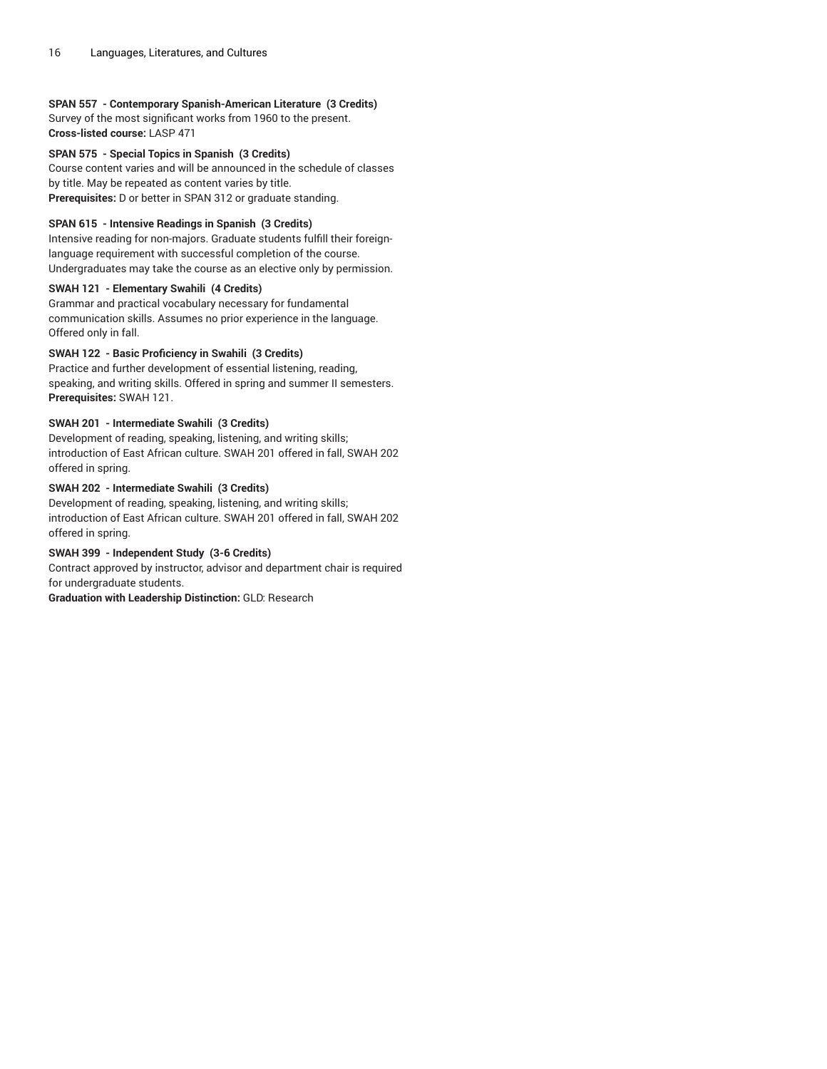**SPAN 557 - Contemporary Spanish-American Literature (3 Credits)**
Survey of the most significant works from 1960 to the present.
**Cross-listed course:** LASP 471

**SPAN 575 - Special Topics in Spanish (3 Credits)**
Course content varies and will be announced in the schedule of classes by title. May be repeated as content varies by title.
**Prerequisites:** D or better in SPAN 312 or graduate standing.

**SPAN 615 - Intensive Readings in Spanish (3 Credits)**
Intensive reading for non-majors. Graduate students fulfill their foreign-language requirement with successful completion of the course. Undergraduates may take the course as an elective only by permission.

**SWAH 121 - Elementary Swahili (4 Credits)**
Grammar and practical vocabulary necessary for fundamental communication skills. Assumes no prior experience in the language. Offered only in fall.

**SWAH 122 - Basic Proficiency in Swahili (3 Credits)**
Practice and further development of essential listening, reading, speaking, and writing skills. Offered in spring and summer II semesters.
**Prerequisites:** SWAH 121.

**SWAH 201 - Intermediate Swahili (3 Credits)**
Development of reading, speaking, listening, and writing skills; introduction of East African culture. SWAH 201 offered in fall, SWAH 202 offered in spring.

**SWAH 202 - Intermediate Swahili (3 Credits)**
Development of reading, speaking, listening, and writing skills; introduction of East African culture. SWAH 201 offered in fall, SWAH 202 offered in spring.

**SWAH 399 - Independent Study (3-6 Credits)**
Contract approved by instructor, advisor and department chair is required for undergraduate students.
**Graduation with Leadership Distinction:** GLD: Research